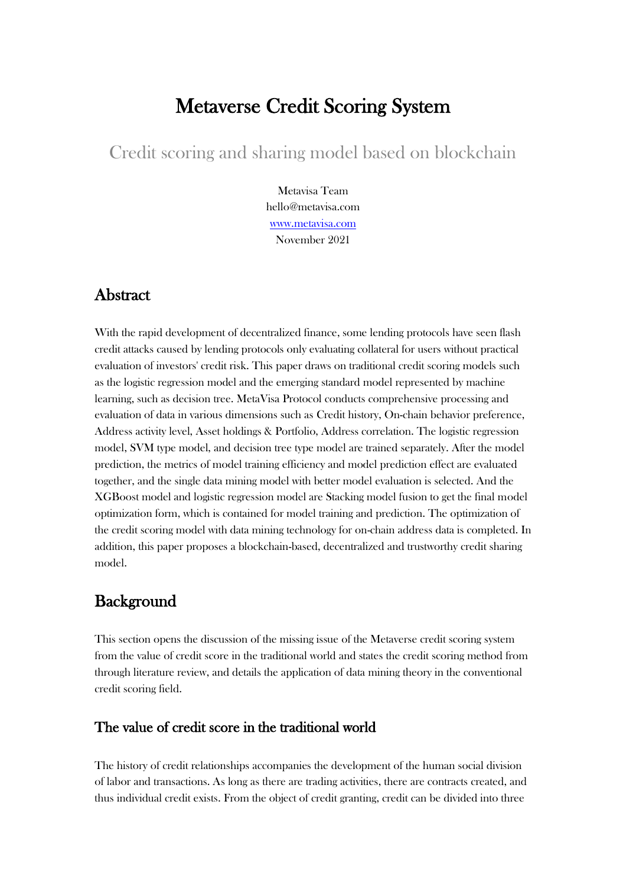// Metaverse Credit Scoring System

## Credit scoring and sharing model based on blockchain

Metavisa Team
hello@metavisa.com
www.metavisa.com
November 2021

## Abstract

With the rapid development of decentralized finance, some lending protocols have seen flash credit attacks caused by lending protocols only evaluating collateral for users without practical evaluation of investors' credit risk. This paper draws on traditional credit scoring models such as the logistic regression model and the emerging standard model represented by machine learning, such as decision tree. MetaVisa Protocol conducts comprehensive processing and evaluation of data in various dimensions such as Credit history, On-chain behavior preference, Address activity level, Asset holdings & Portfolio, Address correlation. The logistic regression model, SVM type model, and decision tree type model are trained separately. After the model prediction, the metrics of model training efficiency and model prediction effect are evaluated together, and the single data mining model with better model evaluation is selected. And the XGBoost model and logistic regression model are Stacking model fusion to get the final model optimization form, which is contained for model training and prediction. The optimization of the credit scoring model with data mining technology for on-chain address data is completed. In addition, this paper proposes a blockchain-based, decentralized and trustworthy credit sharing model.

## Background

This section opens the discussion of the missing issue of the Metaverse credit scoring system from the value of credit score in the traditional world and states the credit scoring method from through literature review, and details the application of data mining theory in the conventional credit scoring field.

### The value of credit score in the traditional world

The history of credit relationships accompanies the development of the human social division of labor and transactions. As long as there are trading activities, there are contracts created, and thus individual credit exists. From the object of credit granting, credit can be divided into three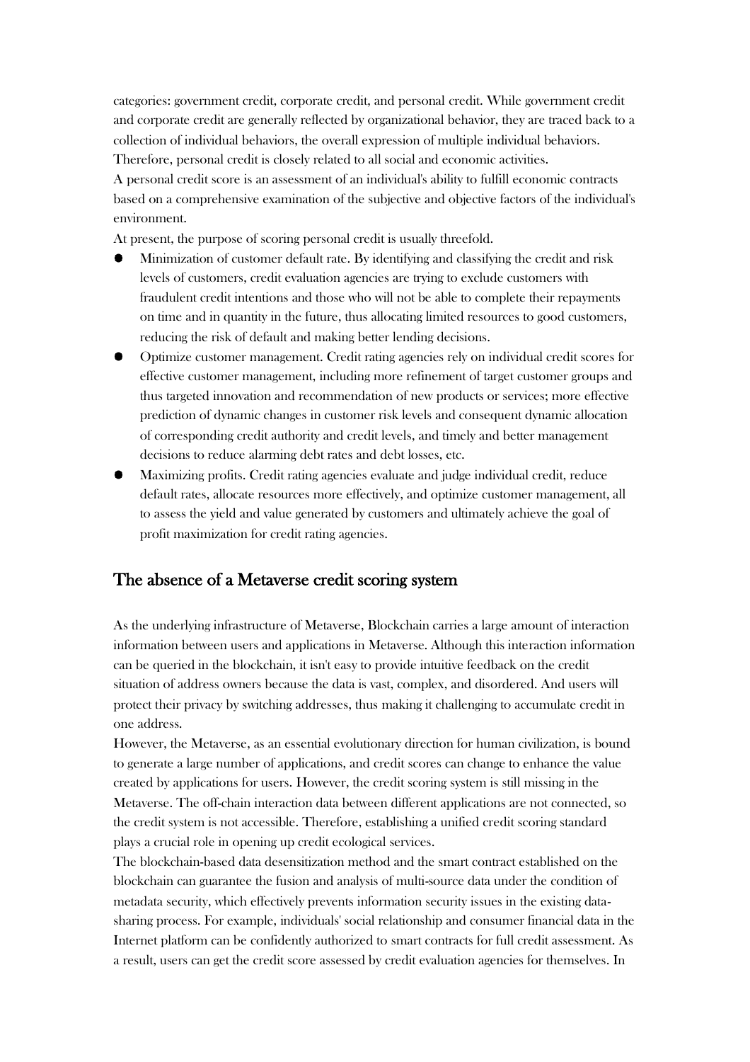categories: government credit, corporate credit, and personal credit. While government credit and corporate credit are generally reflected by organizational behavior, they are traced back to a collection of individual behaviors, the overall expression of multiple individual behaviors. Therefore, personal credit is closely related to all social and economic activities.

A personal credit score is an assessment of an individual's ability to fulfill economic contracts based on a comprehensive examination of the subjective and objective factors of the individual's environment.

At present, the purpose of scoring personal credit is usually threefold.

- Minimization of customer default rate. By identifying and classifying the credit and risk levels of customers, credit evaluation agencies are trying to exclude customers with fraudulent credit intentions and those who will not be able to complete their repayments on time and in quantity in the future, thus allocating limited resources to good customers, reducing the risk of default and making better lending decisions.
- Optimize customer management. Credit rating agencies rely on individual credit scores for effective customer management, including more refinement of target customer groups and thus targeted innovation and recommendation of new products or services; more effective prediction of dynamic changes in customer risk levels and consequent dynamic allocation of corresponding credit authority and credit levels, and timely and better management decisions to reduce alarming debt rates and debt losses, etc.
- Maximizing profits. Credit rating agencies evaluate and judge individual credit, reduce default rates, allocate resources more effectively, and optimize customer management, all to assess the yield and value generated by customers and ultimately achieve the goal of profit maximization for credit rating agencies.

## The absence of a Metaverse credit scoring system

As the underlying infrastructure of Metaverse, Blockchain carries a large amount of interaction information between users and applications in Metaverse. Although this interaction information can be queried in the blockchain, it isn't easy to provide intuitive feedback on the credit situation of address owners because the data is vast, complex, and disordered. And users will protect their privacy by switching addresses, thus making it challenging to accumulate credit in one address.

However, the Metaverse, as an essential evolutionary direction for human civilization, is bound to generate a large number of applications, and credit scores can change to enhance the value created by applications for users. However, the credit scoring system is still missing in the Metaverse. The off-chain interaction data between different applications are not connected, so the credit system is not accessible. Therefore, establishing a unified credit scoring standard plays a crucial role in opening up credit ecological services.

The blockchain-based data desensitization method and the smart contract established on the blockchain can guarantee the fusion and analysis of multi-source data under the condition of metadata security, which effectively prevents information security issues in the existing data-sharing process. For example, individuals' social relationship and consumer financial data in the Internet platform can be confidently authorized to smart contracts for full credit assessment. As a result, users can get the credit score assessed by credit evaluation agencies for themselves. In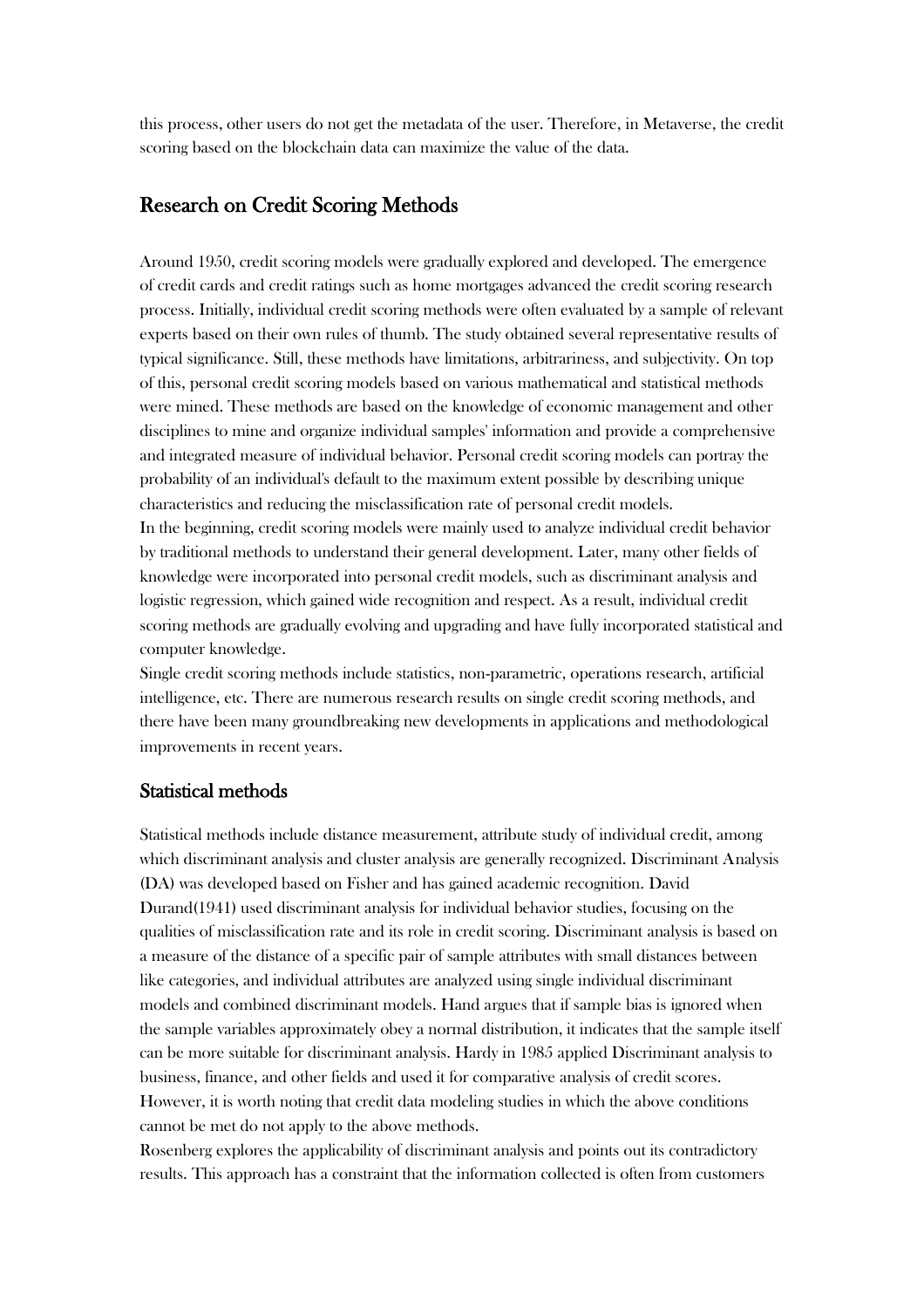this process, other users do not get the metadata of the user. Therefore, in Metaverse, the credit scoring based on the blockchain data can maximize the value of the data.

## Research on Credit Scoring Methods

Around 1950, credit scoring models were gradually explored and developed. The emergence of credit cards and credit ratings such as home mortgages advanced the credit scoring research process. Initially, individual credit scoring methods were often evaluated by a sample of relevant experts based on their own rules of thumb. The study obtained several representative results of typical significance. Still, these methods have limitations, arbitrariness, and subjectivity. On top of this, personal credit scoring models based on various mathematical and statistical methods were mined. These methods are based on the knowledge of economic management and other disciplines to mine and organize individual samples' information and provide a comprehensive and integrated measure of individual behavior. Personal credit scoring models can portray the probability of an individual's default to the maximum extent possible by describing unique characteristics and reducing the misclassification rate of personal credit models.

In the beginning, credit scoring models were mainly used to analyze individual credit behavior by traditional methods to understand their general development. Later, many other fields of knowledge were incorporated into personal credit models, such as discriminant analysis and logistic regression, which gained wide recognition and respect. As a result, individual credit scoring methods are gradually evolving and upgrading and have fully incorporated statistical and computer knowledge.

Single credit scoring methods include statistics, non-parametric, operations research, artificial intelligence, etc. There are numerous research results on single credit scoring methods, and there have been many groundbreaking new developments in applications and methodological improvements in recent years.

### Statistical methods

Statistical methods include distance measurement, attribute study of individual credit, among which discriminant analysis and cluster analysis are generally recognized. Discriminant Analysis (DA) was developed based on Fisher and has gained academic recognition. David Durand(1941) used discriminant analysis for individual behavior studies, focusing on the qualities of misclassification rate and its role in credit scoring. Discriminant analysis is based on a measure of the distance of a specific pair of sample attributes with small distances between like categories, and individual attributes are analyzed using single individual discriminant models and combined discriminant models. Hand argues that if sample bias is ignored when the sample variables approximately obey a normal distribution, it indicates that the sample itself can be more suitable for discriminant analysis. Hardy in 1985 applied Discriminant analysis to business, finance, and other fields and used it for comparative analysis of credit scores. However, it is worth noting that credit data modeling studies in which the above conditions cannot be met do not apply to the above methods.

Rosenberg explores the applicability of discriminant analysis and points out its contradictory results. This approach has a constraint that the information collected is often from customers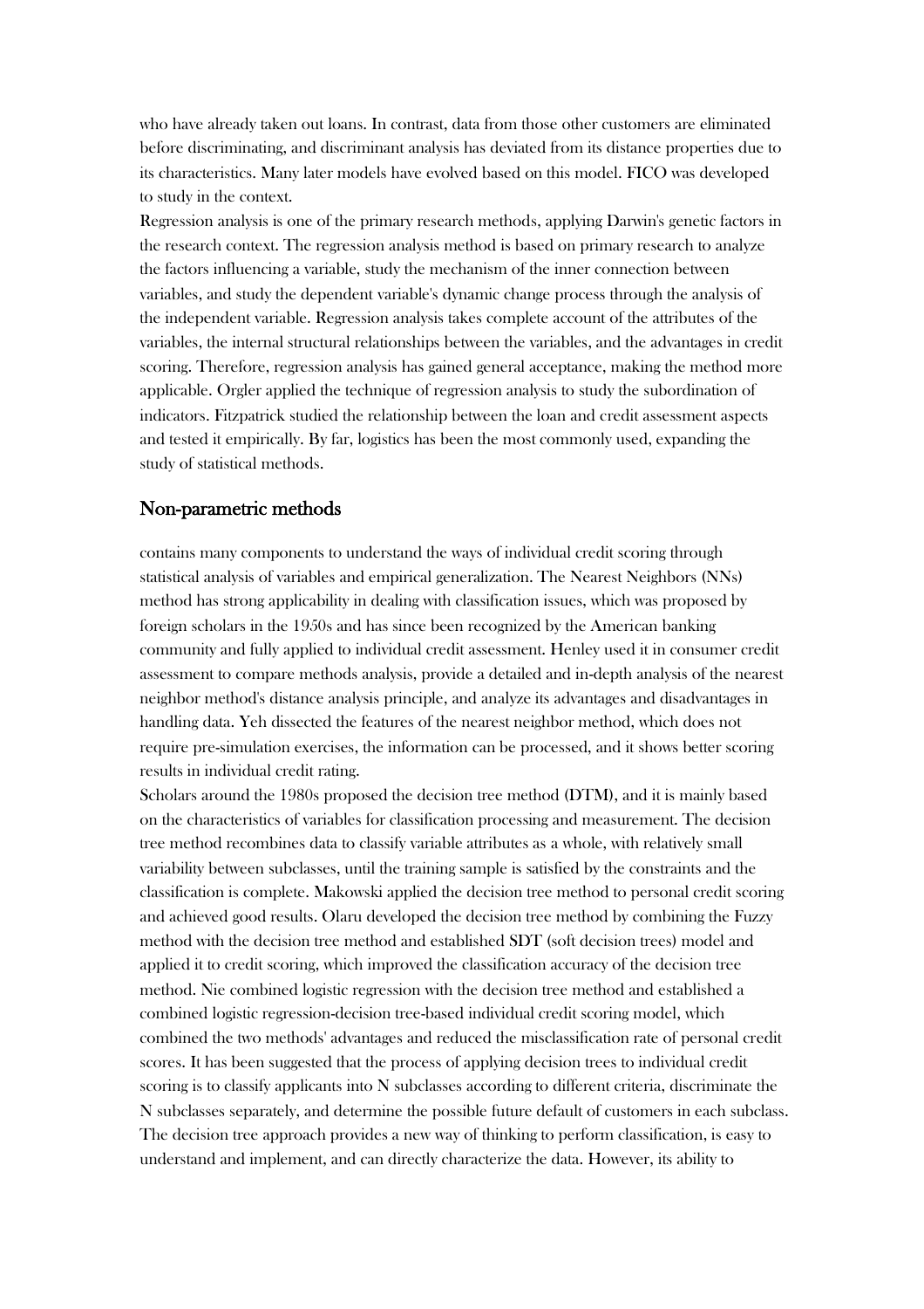who have already taken out loans. In contrast, data from those other customers are eliminated before discriminating, and discriminant analysis has deviated from its distance properties due to its characteristics. Many later models have evolved based on this model. FICO was developed to study in the context.

Regression analysis is one of the primary research methods, applying Darwin's genetic factors in the research context. The regression analysis method is based on primary research to analyze the factors influencing a variable, study the mechanism of the inner connection between variables, and study the dependent variable's dynamic change process through the analysis of the independent variable. Regression analysis takes complete account of the attributes of the variables, the internal structural relationships between the variables, and the advantages in credit scoring. Therefore, regression analysis has gained general acceptance, making the method more applicable. Orgler applied the technique of regression analysis to study the subordination of indicators. Fitzpatrick studied the relationship between the loan and credit assessment aspects and tested it empirically. By far, logistics has been the most commonly used, expanding the study of statistical methods.

## Non-parametric methods

contains many components to understand the ways of individual credit scoring through statistical analysis of variables and empirical generalization. The Nearest Neighbors (NNs) method has strong applicability in dealing with classification issues, which was proposed by foreign scholars in the 1950s and has since been recognized by the American banking community and fully applied to individual credit assessment. Henley used it in consumer credit assessment to compare methods analysis, provide a detailed and in-depth analysis of the nearest neighbor method's distance analysis principle, and analyze its advantages and disadvantages in handling data. Yeh dissected the features of the nearest neighbor method, which does not require pre-simulation exercises, the information can be processed, and it shows better scoring results in individual credit rating.

Scholars around the 1980s proposed the decision tree method (DTM), and it is mainly based on the characteristics of variables for classification processing and measurement. The decision tree method recombines data to classify variable attributes as a whole, with relatively small variability between subclasses, until the training sample is satisfied by the constraints and the classification is complete. Makowski applied the decision tree method to personal credit scoring and achieved good results. Olaru developed the decision tree method by combining the Fuzzy method with the decision tree method and established SDT (soft decision trees) model and applied it to credit scoring, which improved the classification accuracy of the decision tree method. Nie combined logistic regression with the decision tree method and established a combined logistic regression-decision tree-based individual credit scoring model, which combined the two methods' advantages and reduced the misclassification rate of personal credit scores. It has been suggested that the process of applying decision trees to individual credit scoring is to classify applicants into N subclasses according to different criteria, discriminate the N subclasses separately, and determine the possible future default of customers in each subclass. The decision tree approach provides a new way of thinking to perform classification, is easy to understand and implement, and can directly characterize the data. However, its ability to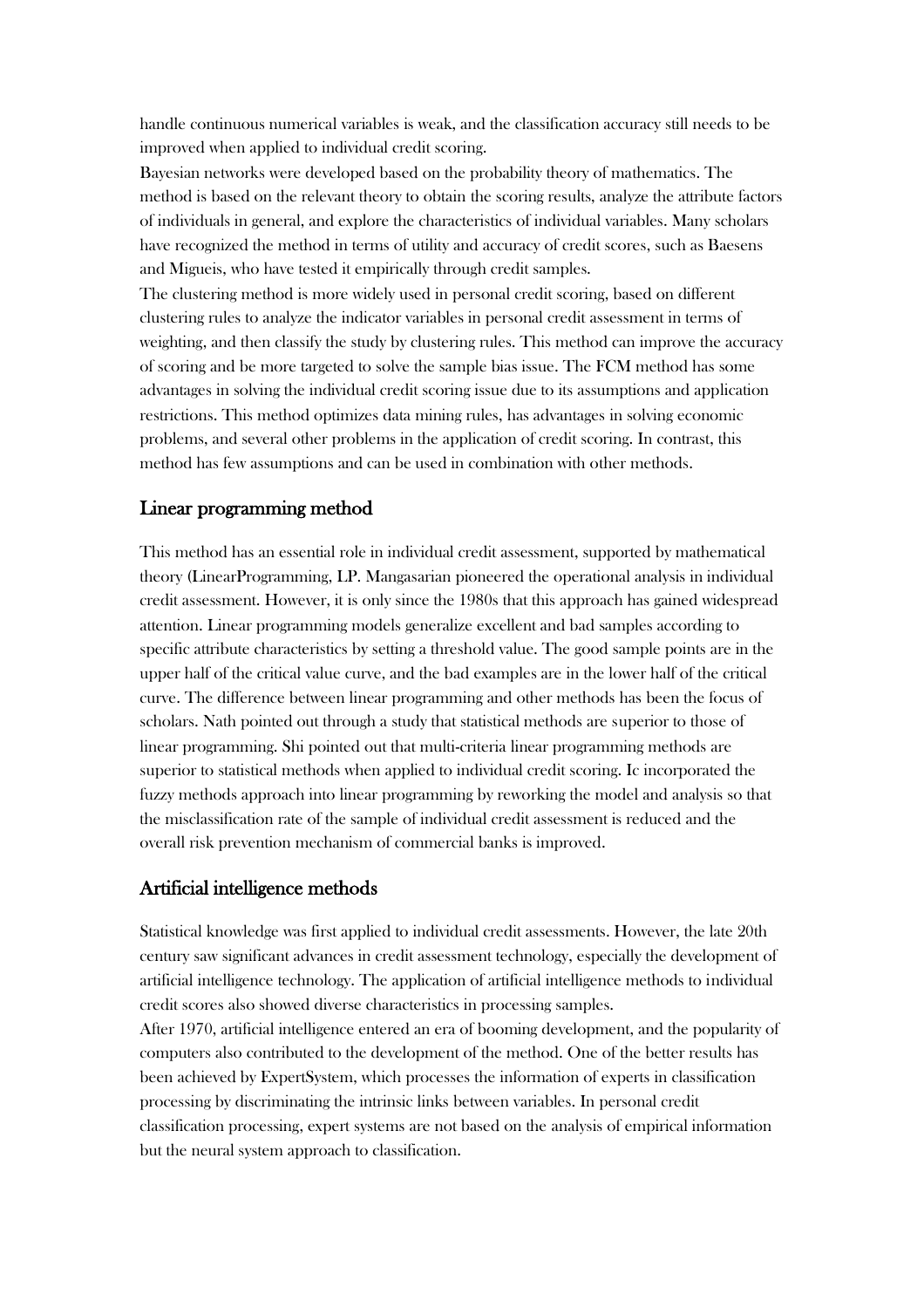handle continuous numerical variables is weak, and the classification accuracy still needs to be improved when applied to individual credit scoring.

Bayesian networks were developed based on the probability theory of mathematics. The method is based on the relevant theory to obtain the scoring results, analyze the attribute factors of individuals in general, and explore the characteristics of individual variables. Many scholars have recognized the method in terms of utility and accuracy of credit scores, such as Baesens and Migueis, who have tested it empirically through credit samples.

The clustering method is more widely used in personal credit scoring, based on different clustering rules to analyze the indicator variables in personal credit assessment in terms of weighting, and then classify the study by clustering rules. This method can improve the accuracy of scoring and be more targeted to solve the sample bias issue. The FCM method has some advantages in solving the individual credit scoring issue due to its assumptions and application restrictions. This method optimizes data mining rules, has advantages in solving economic problems, and several other problems in the application of credit scoring. In contrast, this method has few assumptions and can be used in combination with other methods.

## Linear programming method

This method has an essential role in individual credit assessment, supported by mathematical theory (LinearProgramming, LP. Mangasarian pioneered the operational analysis in individual credit assessment. However, it is only since the 1980s that this approach has gained widespread attention. Linear programming models generalize excellent and bad samples according to specific attribute characteristics by setting a threshold value. The good sample points are in the upper half of the critical value curve, and the bad examples are in the lower half of the critical curve. The difference between linear programming and other methods has been the focus of scholars. Nath pointed out through a study that statistical methods are superior to those of linear programming. Shi pointed out that multi-criteria linear programming methods are superior to statistical methods when applied to individual credit scoring. Ic incorporated the fuzzy methods approach into linear programming by reworking the model and analysis so that the misclassification rate of the sample of individual credit assessment is reduced and the overall risk prevention mechanism of commercial banks is improved.

## Artificial intelligence methods

Statistical knowledge was first applied to individual credit assessments. However, the late 20th century saw significant advances in credit assessment technology, especially the development of artificial intelligence technology. The application of artificial intelligence methods to individual credit scores also showed diverse characteristics in processing samples.

After 1970, artificial intelligence entered an era of booming development, and the popularity of computers also contributed to the development of the method. One of the better results has been achieved by ExpertSystem, which processes the information of experts in classification processing by discriminating the intrinsic links between variables. In personal credit classification processing, expert systems are not based on the analysis of empirical information but the neural system approach to classification.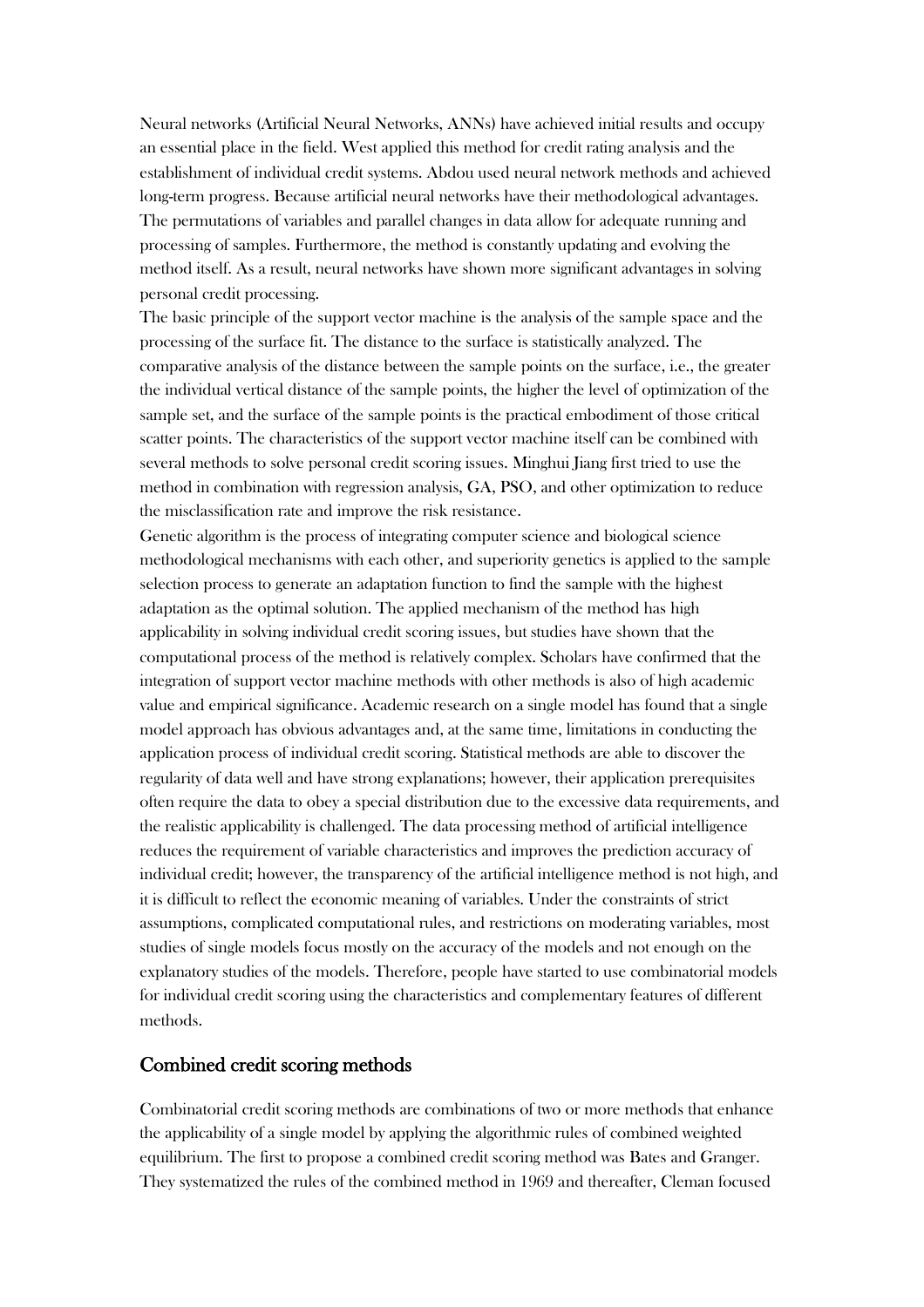Neural networks (Artificial Neural Networks, ANNs) have achieved initial results and occupy an essential place in the field. West applied this method for credit rating analysis and the establishment of individual credit systems. Abdou used neural network methods and achieved long-term progress. Because artificial neural networks have their methodological advantages. The permutations of variables and parallel changes in data allow for adequate running and processing of samples. Furthermore, the method is constantly updating and evolving the method itself. As a result, neural networks have shown more significant advantages in solving personal credit processing.

The basic principle of the support vector machine is the analysis of the sample space and the processing of the surface fit. The distance to the surface is statistically analyzed. The comparative analysis of the distance between the sample points on the surface, i.e., the greater the individual vertical distance of the sample points, the higher the level of optimization of the sample set, and the surface of the sample points is the practical embodiment of those critical scatter points. The characteristics of the support vector machine itself can be combined with several methods to solve personal credit scoring issues. Minghui Jiang first tried to use the method in combination with regression analysis, GA, PSO, and other optimization to reduce the misclassification rate and improve the risk resistance.

Genetic algorithm is the process of integrating computer science and biological science methodological mechanisms with each other, and superiority genetics is applied to the sample selection process to generate an adaptation function to find the sample with the highest adaptation as the optimal solution. The applied mechanism of the method has high applicability in solving individual credit scoring issues, but studies have shown that the computational process of the method is relatively complex. Scholars have confirmed that the integration of support vector machine methods with other methods is also of high academic value and empirical significance. Academic research on a single model has found that a single model approach has obvious advantages and, at the same time, limitations in conducting the application process of individual credit scoring. Statistical methods are able to discover the regularity of data well and have strong explanations; however, their application prerequisites often require the data to obey a special distribution due to the excessive data requirements, and the realistic applicability is challenged. The data processing method of artificial intelligence reduces the requirement of variable characteristics and improves the prediction accuracy of individual credit; however, the transparency of the artificial intelligence method is not high, and it is difficult to reflect the economic meaning of variables. Under the constraints of strict assumptions, complicated computational rules, and restrictions on moderating variables, most studies of single models focus mostly on the accuracy of the models and not enough on the explanatory studies of the models. Therefore, people have started to use combinatorial models for individual credit scoring using the characteristics and complementary features of different methods.

## Combined credit scoring methods

Combinatorial credit scoring methods are combinations of two or more methods that enhance the applicability of a single model by applying the algorithmic rules of combined weighted equilibrium. The first to propose a combined credit scoring method was Bates and Granger. They systematized the rules of the combined method in 1969 and thereafter, Cleman focused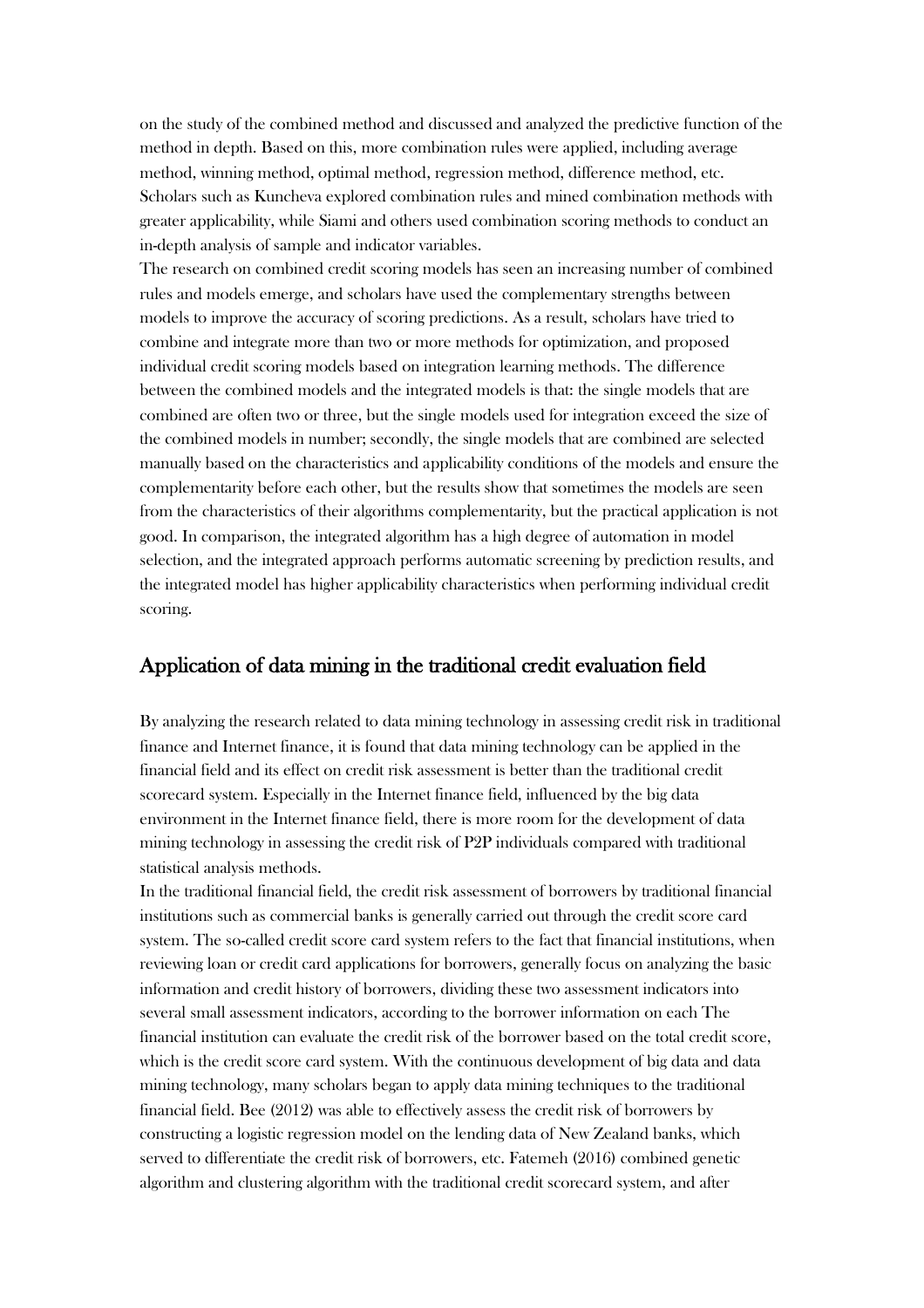on the study of the combined method and discussed and analyzed the predictive function of the method in depth. Based on this, more combination rules were applied, including average method, winning method, optimal method, regression method, difference method, etc. Scholars such as Kuncheva explored combination rules and mined combination methods with greater applicability, while Siami and others used combination scoring methods to conduct an in-depth analysis of sample and indicator variables.

The research on combined credit scoring models has seen an increasing number of combined rules and models emerge, and scholars have used the complementary strengths between models to improve the accuracy of scoring predictions. As a result, scholars have tried to combine and integrate more than two or more methods for optimization, and proposed individual credit scoring models based on integration learning methods. The difference between the combined models and the integrated models is that: the single models that are combined are often two or three, but the single models used for integration exceed the size of the combined models in number; secondly, the single models that are combined are selected manually based on the characteristics and applicability conditions of the models and ensure the complementarity before each other, but the results show that sometimes the models are seen from the characteristics of their algorithms complementarity, but the practical application is not good. In comparison, the integrated algorithm has a high degree of automation in model selection, and the integrated approach performs automatic screening by prediction results, and the integrated model has higher applicability characteristics when performing individual credit scoring.

## Application of data mining in the traditional credit evaluation field

By analyzing the research related to data mining technology in assessing credit risk in traditional finance and Internet finance, it is found that data mining technology can be applied in the financial field and its effect on credit risk assessment is better than the traditional credit scorecard system. Especially in the Internet finance field, influenced by the big data environment in the Internet finance field, there is more room for the development of data mining technology in assessing the credit risk of P2P individuals compared with traditional statistical analysis methods.

In the traditional financial field, the credit risk assessment of borrowers by traditional financial institutions such as commercial banks is generally carried out through the credit score card system. The so-called credit score card system refers to the fact that financial institutions, when reviewing loan or credit card applications for borrowers, generally focus on analyzing the basic information and credit history of borrowers, dividing these two assessment indicators into several small assessment indicators, according to the borrower information on each The financial institution can evaluate the credit risk of the borrower based on the total credit score, which is the credit score card system. With the continuous development of big data and data mining technology, many scholars began to apply data mining techniques to the traditional financial field. Bee (2012) was able to effectively assess the credit risk of borrowers by constructing a logistic regression model on the lending data of New Zealand banks, which served to differentiate the credit risk of borrowers, etc. Fatemeh (2016) combined genetic algorithm and clustering algorithm with the traditional credit scorecard system, and after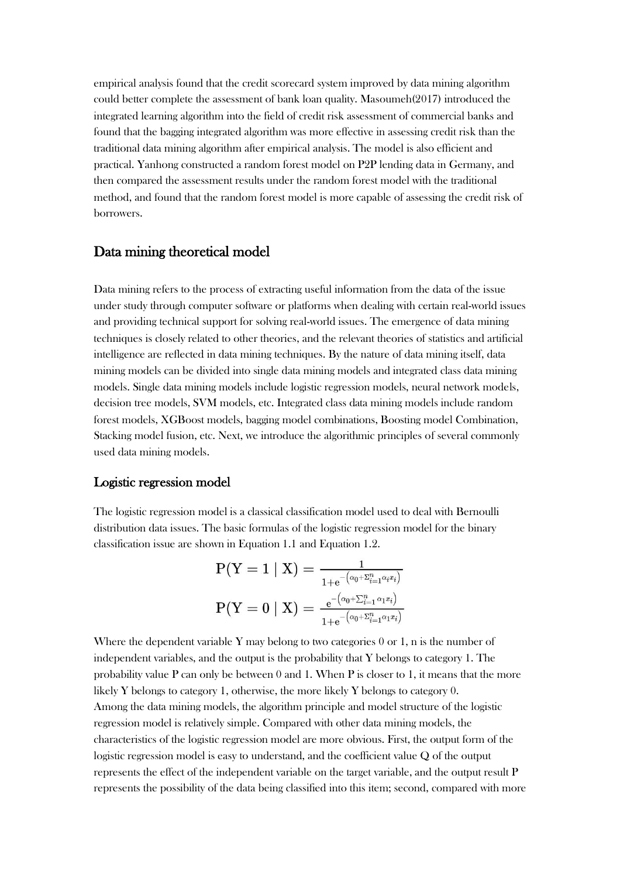empirical analysis found that the credit scorecard system improved by data mining algorithm could better complete the assessment of bank loan quality. Masoumeh(2017) introduced the integrated learning algorithm into the field of credit risk assessment of commercial banks and found that the bagging integrated algorithm was more effective in assessing credit risk than the traditional data mining algorithm after empirical analysis. The model is also efficient and practical. Yanhong constructed a random forest model on P2P lending data in Germany, and then compared the assessment results under the random forest model with the traditional method, and found that the random forest model is more capable of assessing the credit risk of borrowers.

## Data mining theoretical model

Data mining refers to the process of extracting useful information from the data of the issue under study through computer software or platforms when dealing with certain real-world issues and providing technical support for solving real-world issues. The emergence of data mining techniques is closely related to other theories, and the relevant theories of statistics and artificial intelligence are reflected in data mining techniques. By the nature of data mining itself, data mining models can be divided into single data mining models and integrated class data mining models. Single data mining models include logistic regression models, neural network models, decision tree models, SVM models, etc. Integrated class data mining models include random forest models, XGBoost models, bagging model combinations, Boosting model Combination, Stacking model fusion, etc. Next, we introduce the algorithmic principles of several commonly used data mining models.

### Logistic regression model

The logistic regression model is a classical classification model used to deal with Bernoulli distribution data issues. The basic formulas of the logistic regression model for the binary classification issue are shown in Equation 1.1 and Equation 1.2.

$$P(Y = 1 \mid X) = \frac{1}{1+e^{-\left(\alpha_0+\Sigma_{i=1}^{n}\alpha_i x_i\right)}}$$

$$P(Y = 0 \mid X) = \frac{e^{-\left(\alpha_0+\sum_{i=1}^{n}\alpha_1 x_i\right)}}{1+e^{-\left(\alpha_0+\Sigma_{i=1}^{n}\alpha_1 x_i\right)}}$$

Where the dependent variable Y may belong to two categories 0 or 1, n is the number of independent variables, and the output is the probability that Y belongs to category 1. The probability value P can only be between 0 and 1. When P is closer to 1, it means that the more likely Y belongs to category 1, otherwise, the more likely Y belongs to category 0.
Among the data mining models, the algorithm principle and model structure of the logistic regression model is relatively simple. Compared with other data mining models, the characteristics of the logistic regression model are more obvious. First, the output form of the logistic regression model is easy to understand, and the coefficient value Q of the output represents the effect of the independent variable on the target variable, and the output result P represents the possibility of the data being classified into this item; second, compared with more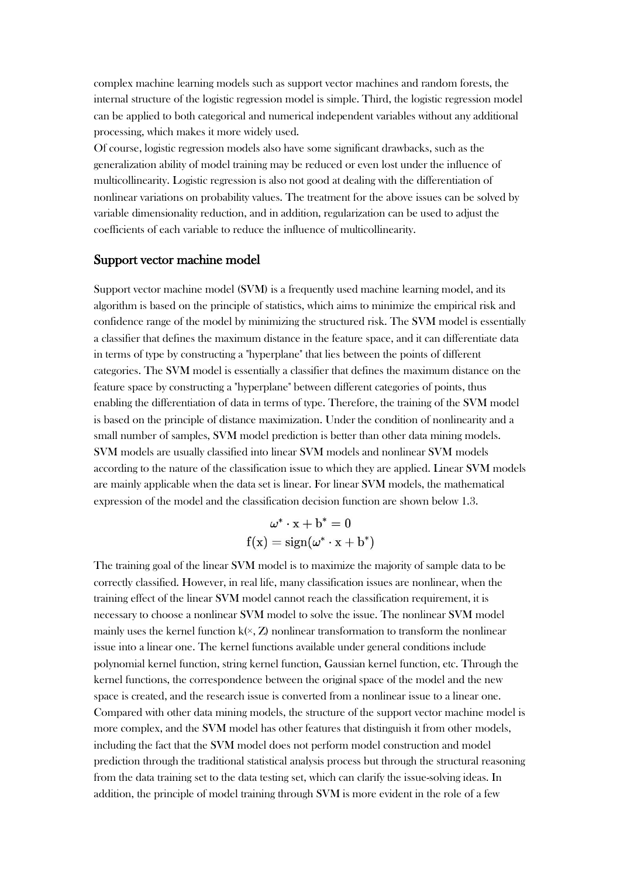complex machine learning models such as support vector machines and random forests, the internal structure of the logistic regression model is simple. Third, the logistic regression model can be applied to both categorical and numerical independent variables without any additional processing, which makes it more widely used.

Of course, logistic regression models also have some significant drawbacks, such as the generalization ability of model training may be reduced or even lost under the influence of multicollinearity. Logistic regression is also not good at dealing with the differentiation of nonlinear variations on probability values. The treatment for the above issues can be solved by variable dimensionality reduction, and in addition, regularization can be used to adjust the coefficients of each variable to reduce the influence of multicollinearity.

## Support vector machine model

Support vector machine model (SVM) is a frequently used machine learning model, and its algorithm is based on the principle of statistics, which aims to minimize the empirical risk and confidence range of the model by minimizing the structured risk. The SVM model is essentially a classifier that defines the maximum distance in the feature space, and it can differentiate data in terms of type by constructing a "hyperplane" that lies between the points of different categories. The SVM model is essentially a classifier that defines the maximum distance on the feature space by constructing a "hyperplane" between different categories of points, thus enabling the differentiation of data in terms of type. Therefore, the training of the SVM model is based on the principle of distance maximization. Under the condition of nonlinearity and a small number of samples, SVM model prediction is better than other data mining models. SVM models are usually classified into linear SVM models and nonlinear SVM models according to the nature of the classification issue to which they are applied. Linear SVM models are mainly applicable when the data set is linear. For linear SVM models, the mathematical expression of the model and the classification decision function are shown below 1.3.

$$\omega^* \cdot \mathrm{x} + \mathrm{b}^* = 0$$
$$\mathrm{f}(\mathrm{x}) = \mathrm{sign}(\omega^* \cdot \mathrm{x} + \mathrm{b}^*)$$

The training goal of the linear SVM model is to maximize the majority of sample data to be correctly classified. However, in real life, many classification issues are nonlinear, when the training effect of the linear SVM model cannot reach the classification requirement, it is necessary to choose a nonlinear SVM model to solve the issue. The nonlinear SVM model mainly uses the kernel function k(×, Z) nonlinear transformation to transform the nonlinear issue into a linear one. The kernel functions available under general conditions include polynomial kernel function, string kernel function, Gaussian kernel function, etc. Through the kernel functions, the correspondence between the original space of the model and the new space is created, and the research issue is converted from a nonlinear issue to a linear one. Compared with other data mining models, the structure of the support vector machine model is more complex, and the SVM model has other features that distinguish it from other models, including the fact that the SVM model does not perform model construction and model prediction through the traditional statistical analysis process but through the structural reasoning from the data training set to the data testing set, which can clarify the issue-solving ideas. In addition, the principle of model training through SVM is more evident in the role of a few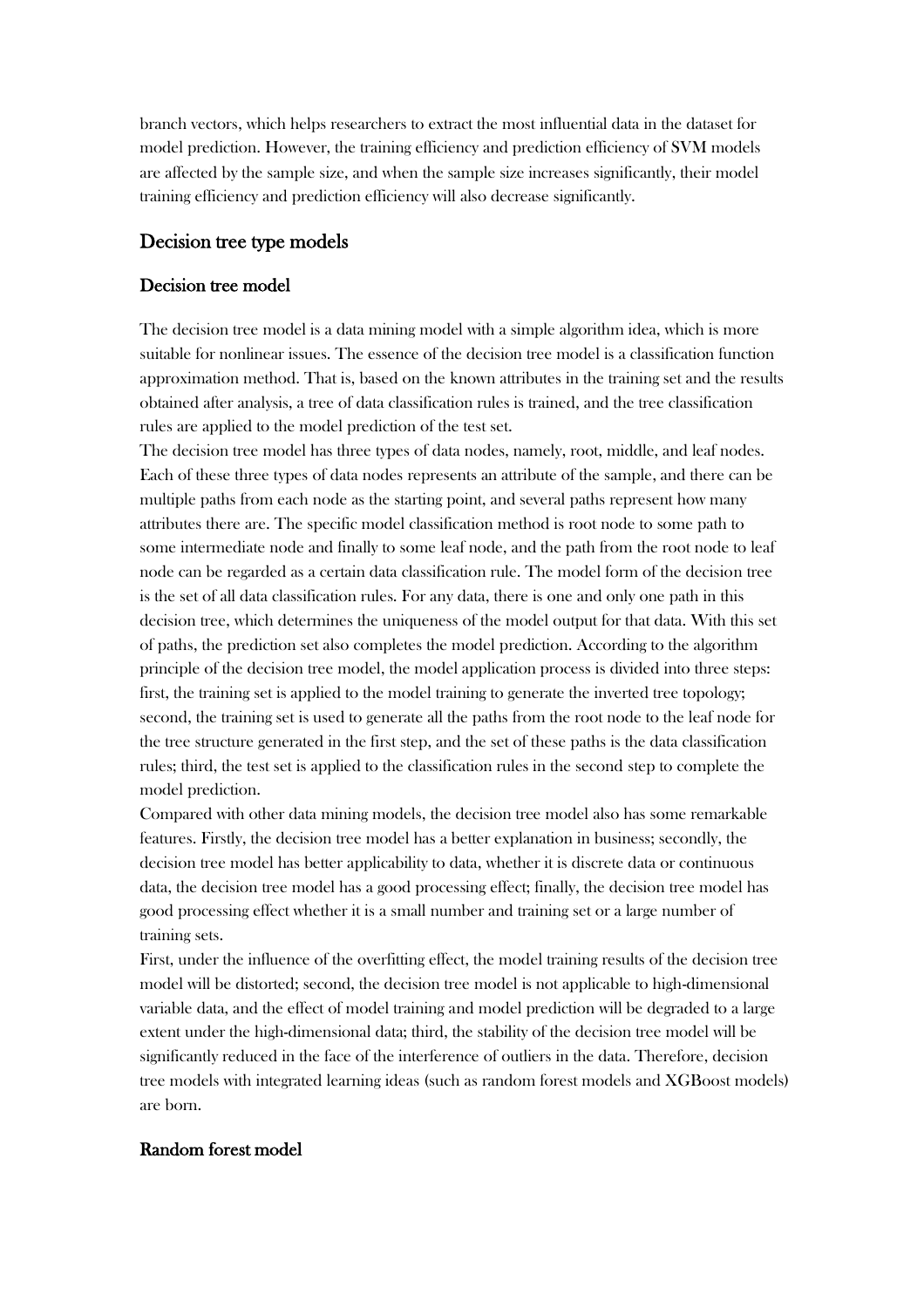branch vectors, which helps researchers to extract the most influential data in the dataset for model prediction. However, the training efficiency and prediction efficiency of SVM models are affected by the sample size, and when the sample size increases significantly, their model training efficiency and prediction efficiency will also decrease significantly.

## Decision tree type models

### Decision tree model

The decision tree model is a data mining model with a simple algorithm idea, which is more suitable for nonlinear issues. The essence of the decision tree model is a classification function approximation method. That is, based on the known attributes in the training set and the results obtained after analysis, a tree of data classification rules is trained, and the tree classification rules are applied to the model prediction of the test set.

The decision tree model has three types of data nodes, namely, root, middle, and leaf nodes. Each of these three types of data nodes represents an attribute of the sample, and there can be multiple paths from each node as the starting point, and several paths represent how many attributes there are. The specific model classification method is root node to some path to some intermediate node and finally to some leaf node, and the path from the root node to leaf node can be regarded as a certain data classification rule. The model form of the decision tree is the set of all data classification rules. For any data, there is one and only one path in this decision tree, which determines the uniqueness of the model output for that data. With this set of paths, the prediction set also completes the model prediction. According to the algorithm principle of the decision tree model, the model application process is divided into three steps: first, the training set is applied to the model training to generate the inverted tree topology; second, the training set is used to generate all the paths from the root node to the leaf node for the tree structure generated in the first step, and the set of these paths is the data classification rules; third, the test set is applied to the classification rules in the second step to complete the model prediction.

Compared with other data mining models, the decision tree model also has some remarkable features. Firstly, the decision tree model has a better explanation in business; secondly, the decision tree model has better applicability to data, whether it is discrete data or continuous data, the decision tree model has a good processing effect; finally, the decision tree model has good processing effect whether it is a small number and training set or a large number of training sets.

First, under the influence of the overfitting effect, the model training results of the decision tree model will be distorted; second, the decision tree model is not applicable to high-dimensional variable data, and the effect of model training and model prediction will be degraded to a large extent under the high-dimensional data; third, the stability of the decision tree model will be significantly reduced in the face of the interference of outliers in the data. Therefore, decision tree models with integrated learning ideas (such as random forest models and XGBoost models) are born.

### Random forest model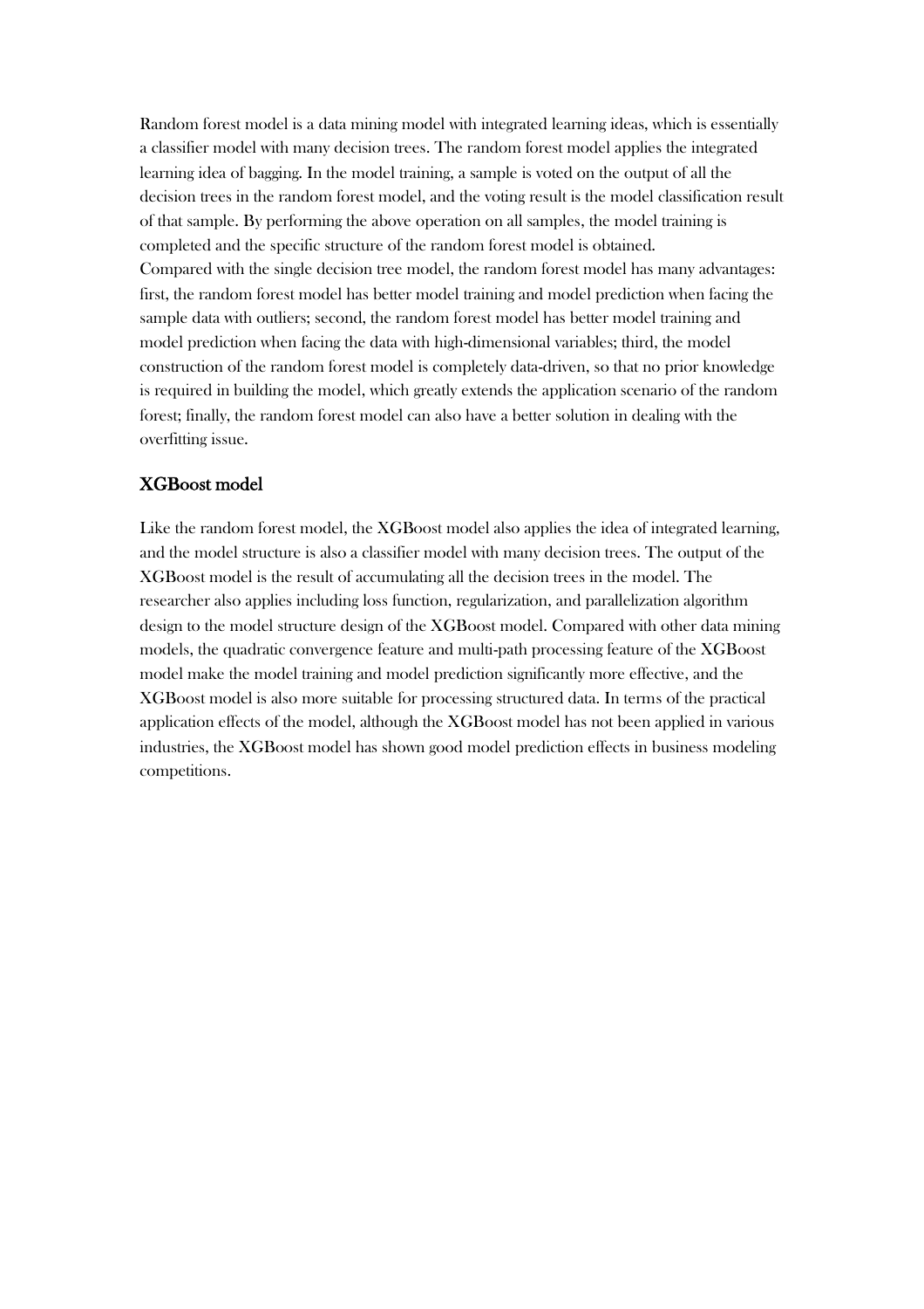Random forest model is a data mining model with integrated learning ideas, which is essentially a classifier model with many decision trees. The random forest model applies the integrated learning idea of bagging. In the model training, a sample is voted on the output of all the decision trees in the random forest model, and the voting result is the model classification result of that sample. By performing the above operation on all samples, the model training is completed and the specific structure of the random forest model is obtained.

Compared with the single decision tree model, the random forest model has many advantages: first, the random forest model has better model training and model prediction when facing the sample data with outliers; second, the random forest model has better model training and model prediction when facing the data with high-dimensional variables; third, the model construction of the random forest model is completely data-driven, so that no prior knowledge is required in building the model, which greatly extends the application scenario of the random forest; finally, the random forest model can also have a better solution in dealing with the overfitting issue.

## XGBoost model

Like the random forest model, the XGBoost model also applies the idea of integrated learning, and the model structure is also a classifier model with many decision trees. The output of the XGBoost model is the result of accumulating all the decision trees in the model. The researcher also applies including loss function, regularization, and parallelization algorithm design to the model structure design of the XGBoost model. Compared with other data mining models, the quadratic convergence feature and multi-path processing feature of the XGBoost model make the model training and model prediction significantly more effective, and the XGBoost model is also more suitable for processing structured data. In terms of the practical application effects of the model, although the XGBoost model has not been applied in various industries, the XGBoost model has shown good model prediction effects in business modeling competitions.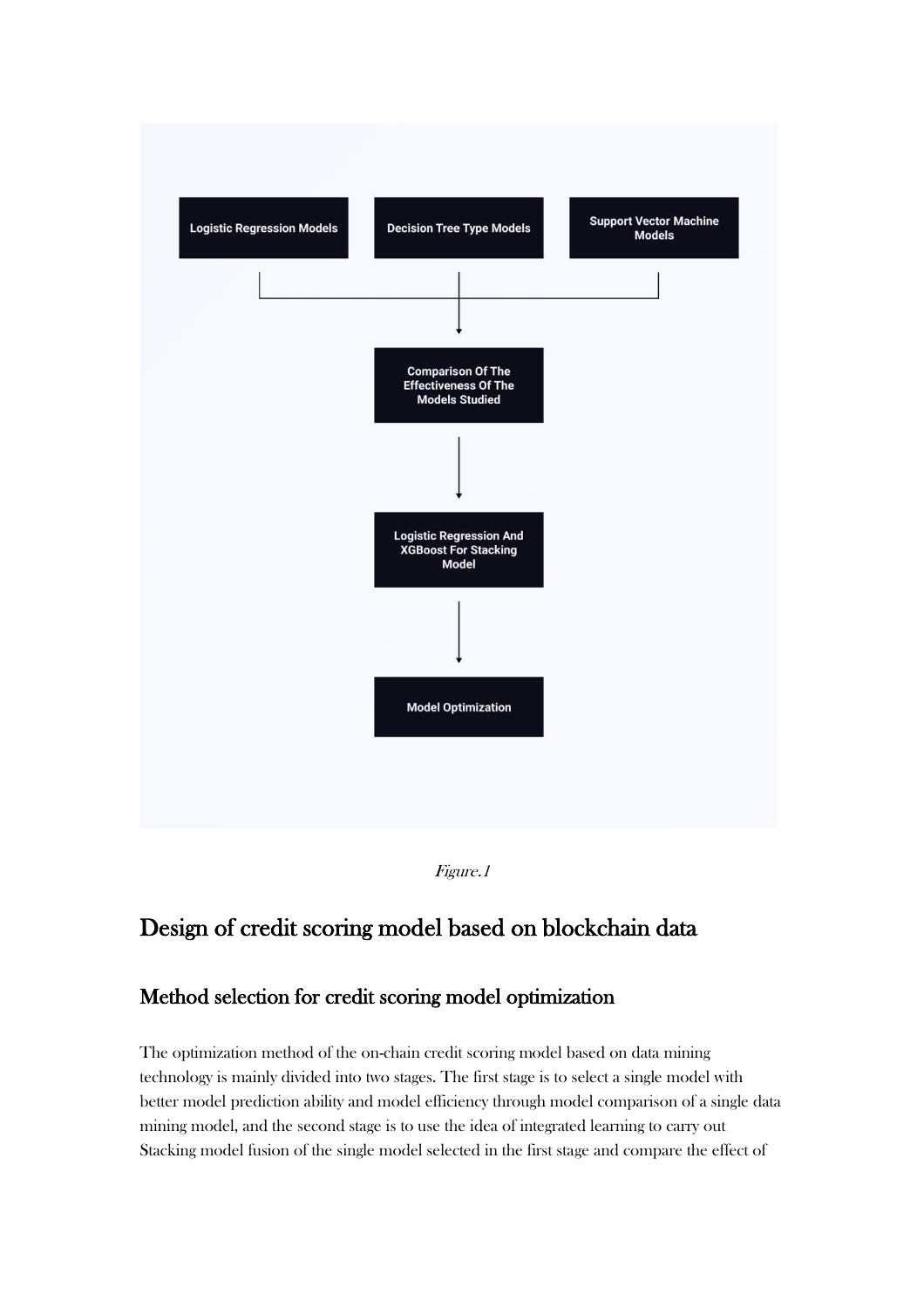*Figure.1*

# Design of credit scoring model based on blockchain data

## Method selection for credit scoring model optimization

The optimization method of the on-chain credit scoring model based on data mining technology is mainly divided into two stages. The first stage is to select a single model with better model prediction ability and model efficiency through model comparison of a single data mining model, and the second stage is to use the idea of integrated learning to carry out Stacking model fusion of the single model selected in the first stage and compare the effect of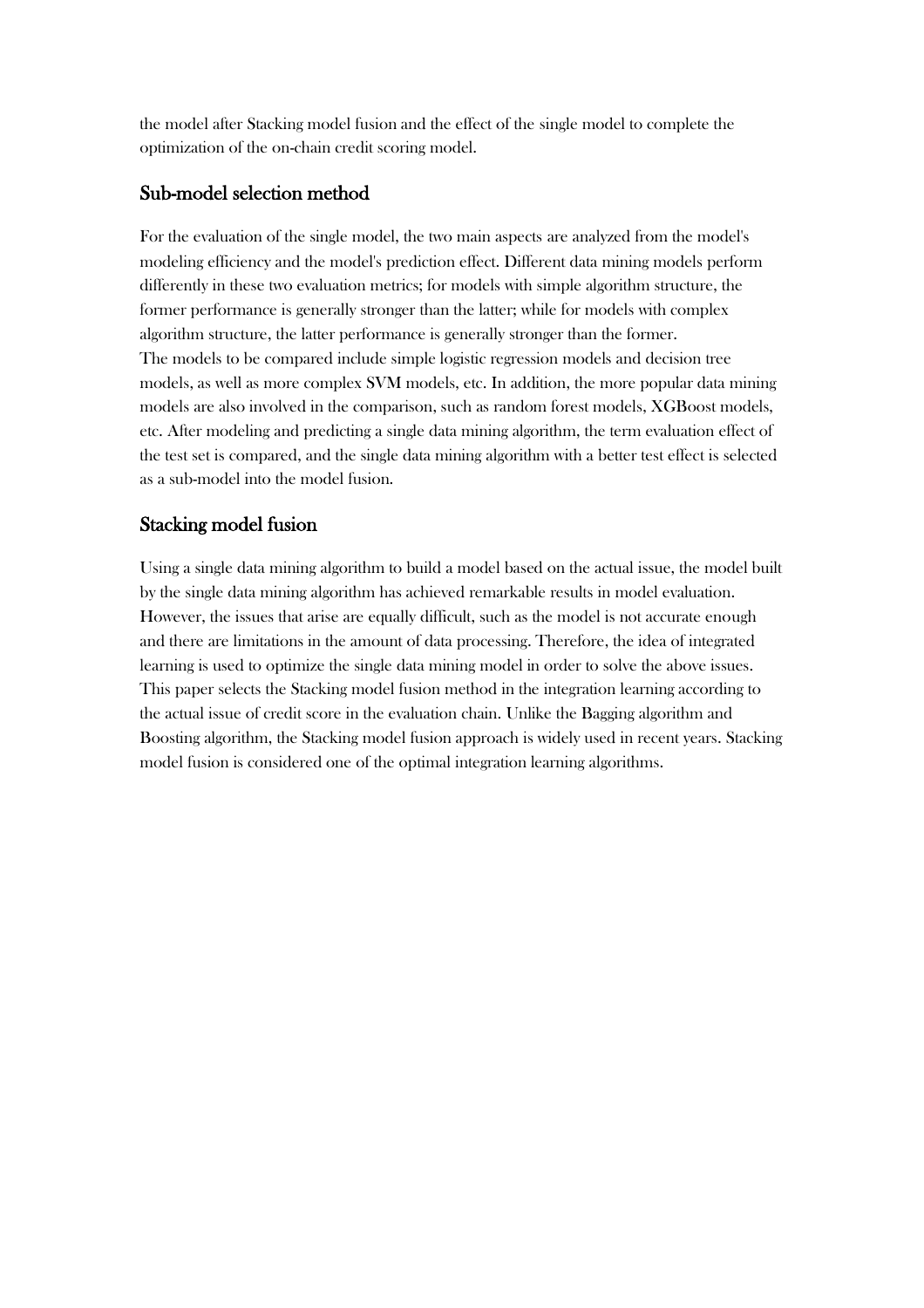the model after Stacking model fusion and the effect of the single model to complete the optimization of the on-chain credit scoring model.

## Sub-model selection method

For the evaluation of the single model, the two main aspects are analyzed from the model's modeling efficiency and the model's prediction effect. Different data mining models perform differently in these two evaluation metrics; for models with simple algorithm structure, the former performance is generally stronger than the latter; while for models with complex algorithm structure, the latter performance is generally stronger than the former.
The models to be compared include simple logistic regression models and decision tree models, as well as more complex SVM models, etc. In addition, the more popular data mining models are also involved in the comparison, such as random forest models, XGBoost models, etc. After modeling and predicting a single data mining algorithm, the term evaluation effect of the test set is compared, and the single data mining algorithm with a better test effect is selected as a sub-model into the model fusion.

## Stacking model fusion

Using a single data mining algorithm to build a model based on the actual issue, the model built by the single data mining algorithm has achieved remarkable results in model evaluation. However, the issues that arise are equally difficult, such as the model is not accurate enough and there are limitations in the amount of data processing. Therefore, the idea of integrated learning is used to optimize the single data mining model in order to solve the above issues. This paper selects the Stacking model fusion method in the integration learning according to the actual issue of credit score in the evaluation chain. Unlike the Bagging algorithm and Boosting algorithm, the Stacking model fusion approach is widely used in recent years. Stacking model fusion is considered one of the optimal integration learning algorithms.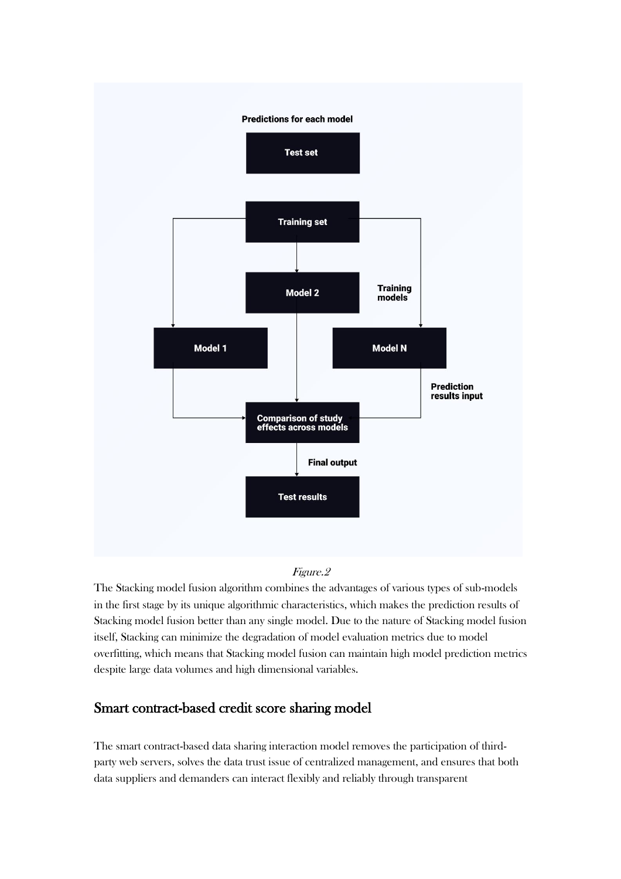*Figure.2*

The Stacking model fusion algorithm combines the advantages of various types of sub-models in the first stage by its unique algorithmic characteristics, which makes the prediction results of Stacking model fusion better than any single model. Due to the nature of Stacking model fusion itself, Stacking can minimize the degradation of model evaluation metrics due to model overfitting, which means that Stacking model fusion can maintain high model prediction metrics despite large data volumes and high dimensional variables.

## Smart contract-based credit score sharing model

The smart contract-based data sharing interaction model removes the participation of third-party web servers, solves the data trust issue of centralized management, and ensures that both data suppliers and demanders can interact flexibly and reliably through transparent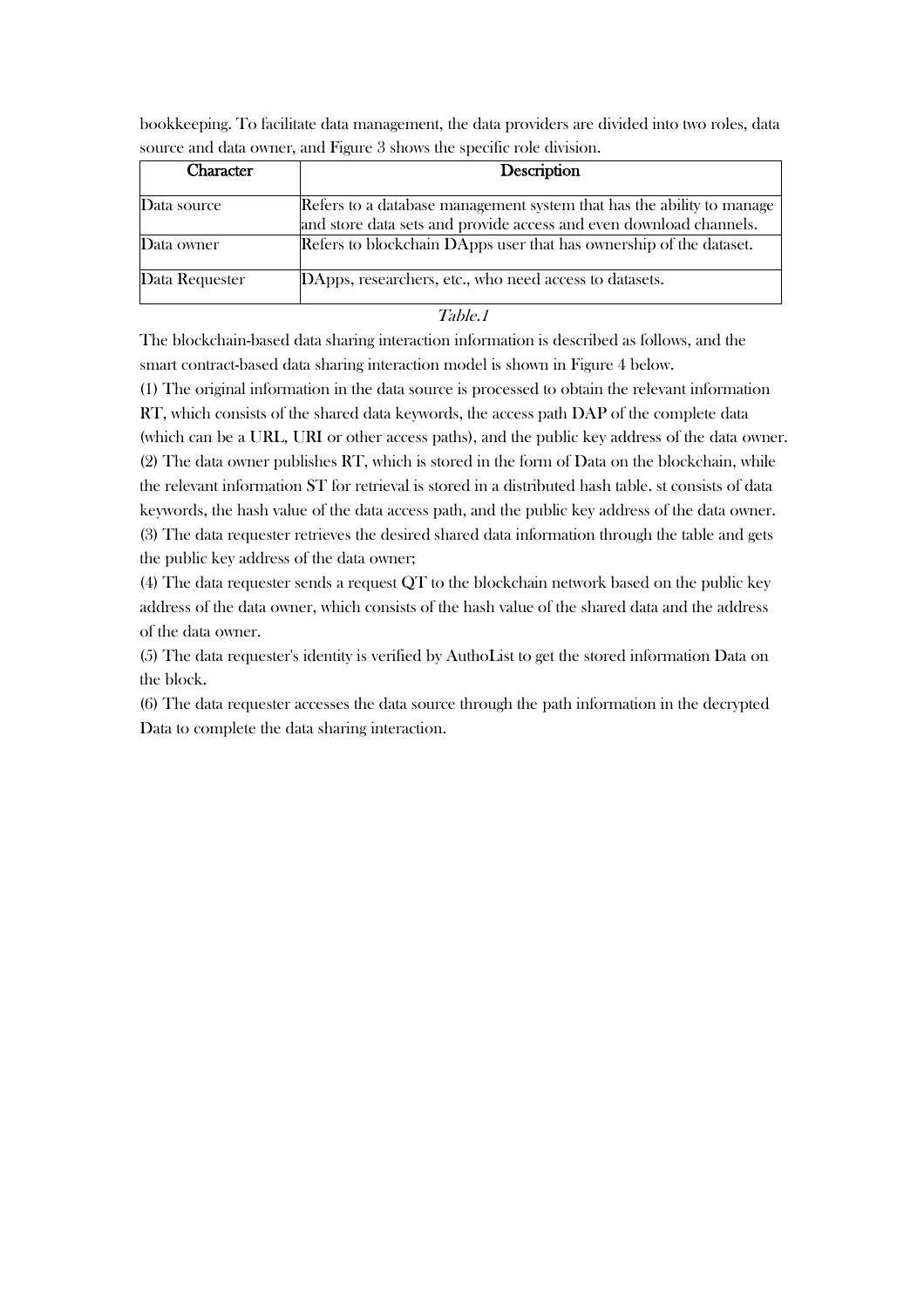bookkeeping. To facilitate data management, the data providers are divided into two roles, data source and data owner, and Figure 3 shows the specific role division.

| Character | Description |
| --- | --- |
| Data source | Refers to a database management system that has the ability to manage and store data sets and provide access and even download channels. |
| Data owner | Refers to blockchain DApps user that has ownership of the dataset. |
| Data Requester | DApps, researchers, etc., who need access to datasets. |

*Table.1*

The blockchain-based data sharing interaction information is described as follows, and the smart contract-based data sharing interaction model is shown in Figure 4 below.

(1) The original information in the data source is processed to obtain the relevant information RT, which consists of the shared data keywords, the access path DAP of the complete data (which can be a URL, URI or other access paths), and the public key address of the data owner.

(2) The data owner publishes RT, which is stored in the form of Data on the blockchain, while the relevant information ST for retrieval is stored in a distributed hash table. st consists of data keywords, the hash value of the data access path, and the public key address of the data owner.

(3) The data requester retrieves the desired shared data information through the table and gets the public key address of the data owner;

(4) The data requester sends a request QT to the blockchain network based on the public key address of the data owner, which consists of the hash value of the shared data and the address of the data owner.

(5) The data requester's identity is verified by AuthoList to get the stored information Data on the block.

(6) The data requester accesses the data source through the path information in the decrypted Data to complete the data sharing interaction.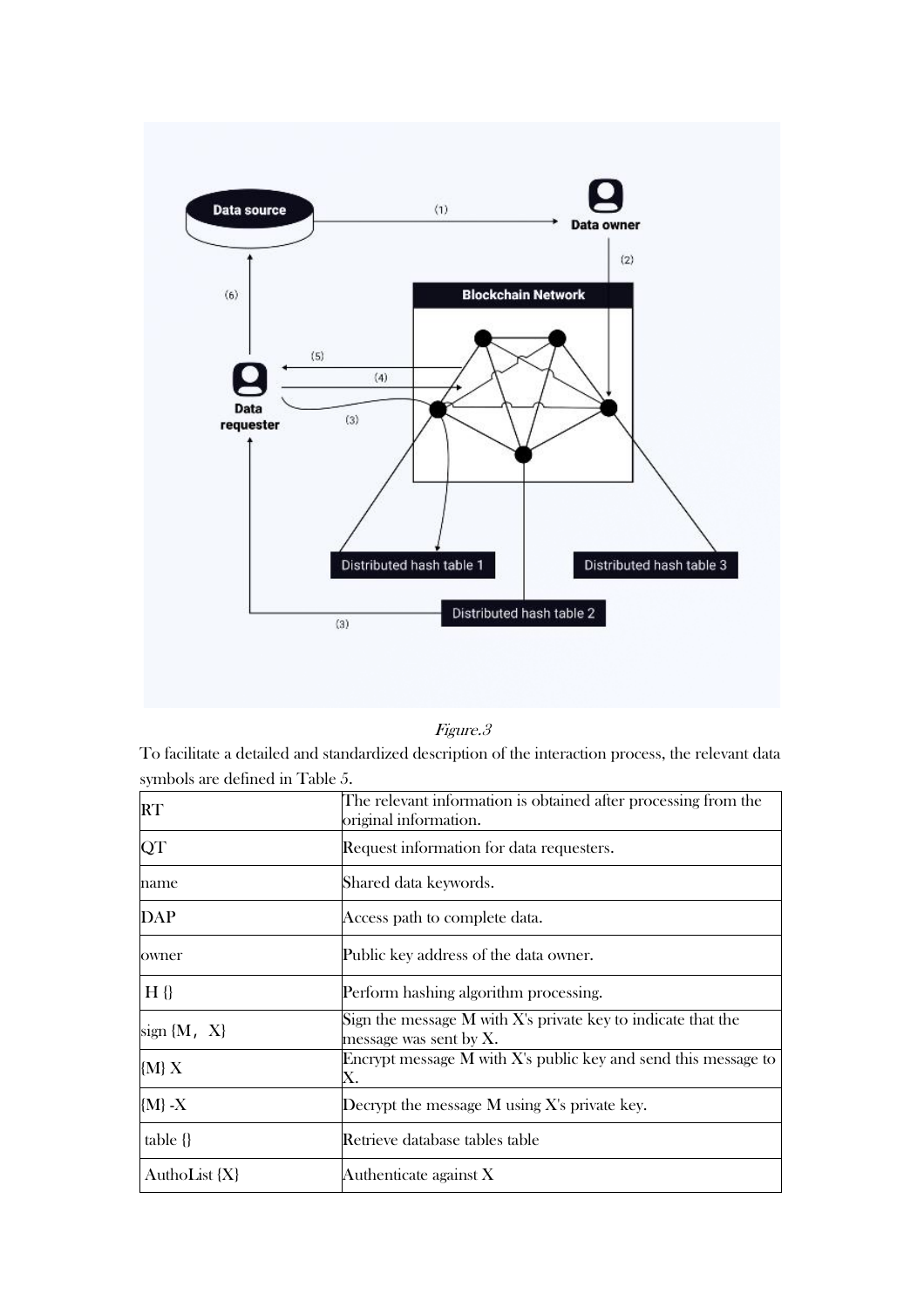*Figure.3*

To facilitate a detailed and standardized description of the interaction process, the relevant data symbols are defined in Table 5.

| | |
|---|---|
| RT | The relevant information is obtained after processing from the original information. |
| QT | Request information for data requesters. |
| name | Shared data keywords. |
| DAP | Access path to complete data. |
| owner | Public key address of the data owner. |
| H {} | Perform hashing algorithm processing. |
| sign {M, X} | Sign the message M with X's private key to indicate that the message was sent by X. |
| {M} X | Encrypt message M with X's public key and send this message to X. |
| {M} -X | Decrypt the message M using X's private key. |
| table {} | Retrieve database tables table |
| AuthoList {X} | Authenticate against X |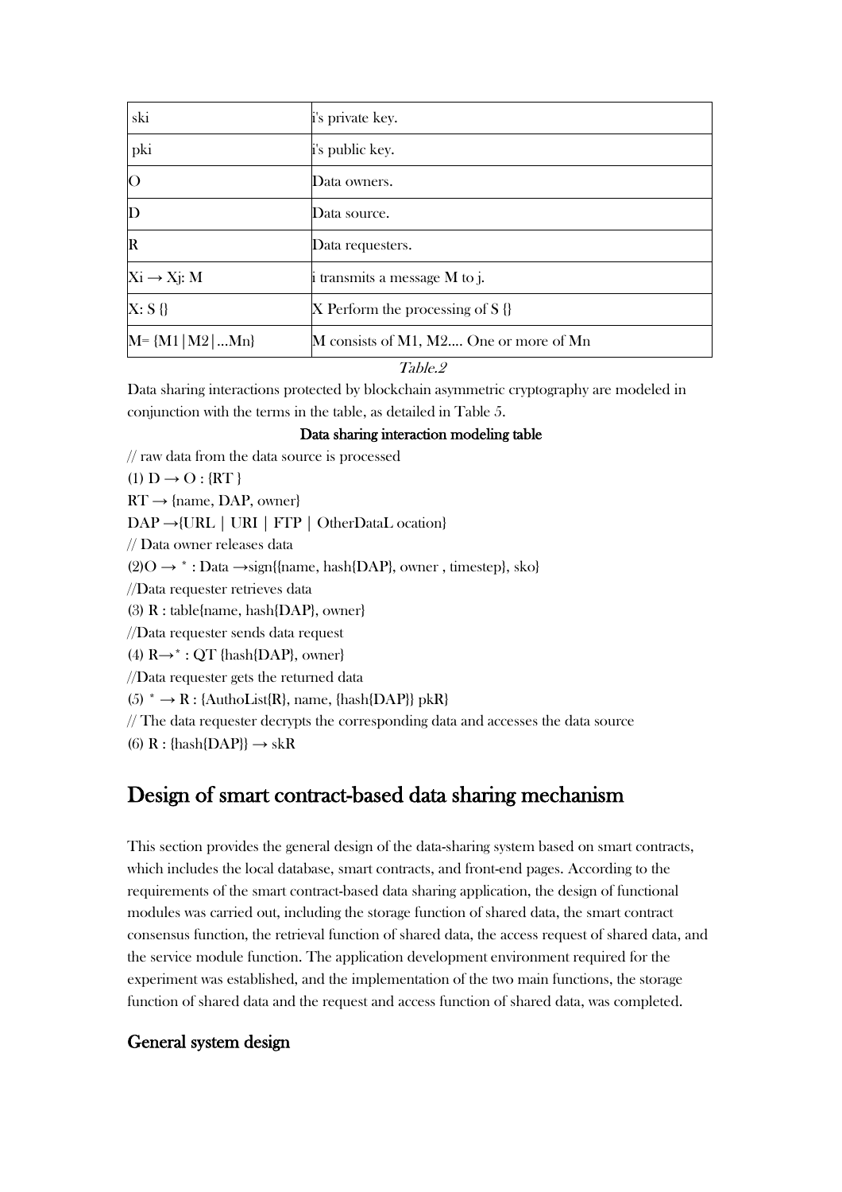| ski | i's private key. |
| --- | --- |
| pki | i's public key. |
| O | Data owners. |
| D | Data source. |
| R | Data requesters. |
| Xi → Xj: M | i transmits a message M to j. |
| X: S {} | X Perform the processing of S {} |
| M= {M1\|M2\|...Mn} | M consists of M1, M2.... One or more of Mn |

*Table.2*

Data sharing interactions protected by blockchain asymmetric cryptography are modeled in conjunction with the terms in the table, as detailed in Table 5.

**Data sharing interaction modeling table**

// raw data from the data source is processed

(1) D → O : {RT }

RT → {name, DAP, owner}

DAP →{URL | URI | FTP | OtherDataL ocation}

// Data owner releases data

(2)O → * : Data →sign{{name, hash{DAP}, owner , timestep}, sko}

//Data requester retrieves data

(3) R : table{name, hash{DAP}, owner}

//Data requester sends data request

(4) R→* : QT {hash{DAP}, owner}

//Data requester gets the returned data

(5) * → R : {AuthoList{R}, name, {hash{DAP}} pkR}

// The data requester decrypts the corresponding data and accesses the data source

(6) R : {hash{DAP}} → skR

## Design of smart contract-based data sharing mechanism

This section provides the general design of the data-sharing system based on smart contracts, which includes the local database, smart contracts, and front-end pages. According to the requirements of the smart contract-based data sharing application, the design of functional modules was carried out, including the storage function of shared data, the smart contract consensus function, the retrieval function of shared data, the access request of shared data, and the service module function. The application development environment required for the experiment was established, and the implementation of the two main functions, the storage function of shared data and the request and access function of shared data, was completed.

### General system design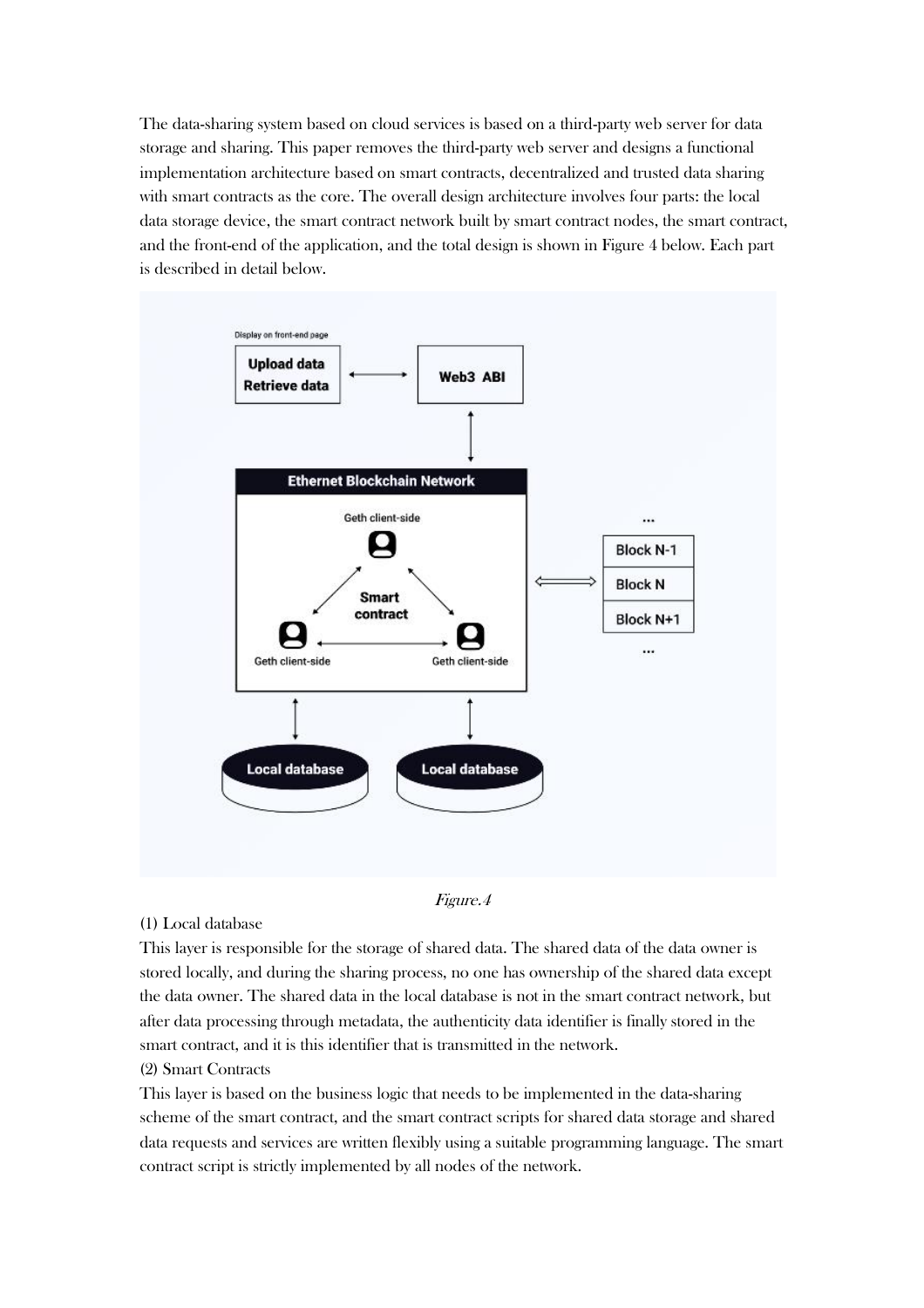The data-sharing system based on cloud services is based on a third-party web server for data storage and sharing. This paper removes the third-party web server and designs a functional implementation architecture based on smart contracts, decentralized and trusted data sharing with smart contracts as the core. The overall design architecture involves four parts: the local data storage device, the smart contract network built by smart contract nodes, the smart contract, and the front-end of the application, and the total design is shown in Figure 4 below. Each part is described in detail below.

*Figure.4*

(1) Local database

This layer is responsible for the storage of shared data. The shared data of the data owner is stored locally, and during the sharing process, no one has ownership of the shared data except the data owner. The shared data in the local database is not in the smart contract network, but after data processing through metadata, the authenticity data identifier is finally stored in the smart contract, and it is this identifier that is transmitted in the network.

(2) Smart Contracts

This layer is based on the business logic that needs to be implemented in the data-sharing scheme of the smart contract, and the smart contract scripts for shared data storage and shared data requests and services are written flexibly using a suitable programming language. The smart contract script is strictly implemented by all nodes of the network.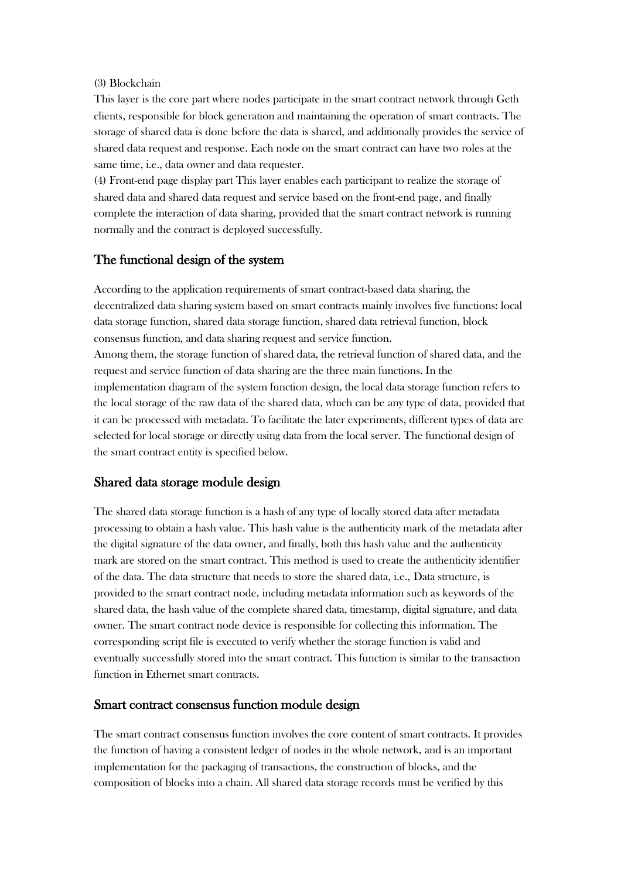(3) Blockchain

This layer is the core part where nodes participate in the smart contract network through Geth clients, responsible for block generation and maintaining the operation of smart contracts. The storage of shared data is done before the data is shared, and additionally provides the service of shared data request and response. Each node on the smart contract can have two roles at the same time, i.e., data owner and data requester.

(4) Front-end page display part This layer enables each participant to realize the storage of shared data and shared data request and service based on the front-end page, and finally complete the interaction of data sharing, provided that the smart contract network is running normally and the contract is deployed successfully.

## The functional design of the system

According to the application requirements of smart contract-based data sharing, the decentralized data sharing system based on smart contracts mainly involves five functions: local data storage function, shared data storage function, shared data retrieval function, block consensus function, and data sharing request and service function.

Among them, the storage function of shared data, the retrieval function of shared data, and the request and service function of data sharing are the three main functions. In the implementation diagram of the system function design, the local data storage function refers to the local storage of the raw data of the shared data, which can be any type of data, provided that it can be processed with metadata. To facilitate the later experiments, different types of data are selected for local storage or directly using data from the local server. The functional design of the smart contract entity is specified below.

## Shared data storage module design

The shared data storage function is a hash of any type of locally stored data after metadata processing to obtain a hash value. This hash value is the authenticity mark of the metadata after the digital signature of the data owner, and finally, both this hash value and the authenticity mark are stored on the smart contract. This method is used to create the authenticity identifier of the data. The data structure that needs to store the shared data, i.e., Data structure, is provided to the smart contract node, including metadata information such as keywords of the shared data, the hash value of the complete shared data, timestamp, digital signature, and data owner. The smart contract node device is responsible for collecting this information. The corresponding script file is executed to verify whether the storage function is valid and eventually successfully stored into the smart contract. This function is similar to the transaction function in Ethernet smart contracts.

## Smart contract consensus function module design

The smart contract consensus function involves the core content of smart contracts. It provides the function of having a consistent ledger of nodes in the whole network, and is an important implementation for the packaging of transactions, the construction of blocks, and the composition of blocks into a chain. All shared data storage records must be verified by this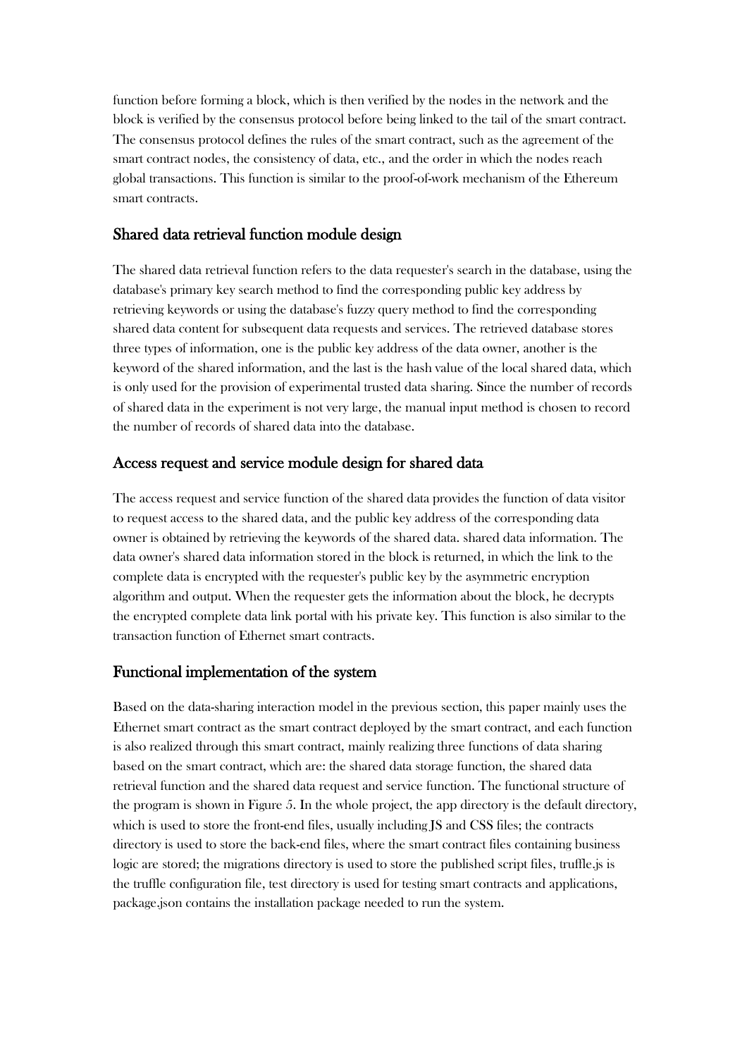function before forming a block, which is then verified by the nodes in the network and the block is verified by the consensus protocol before being linked to the tail of the smart contract. The consensus protocol defines the rules of the smart contract, such as the agreement of the smart contract nodes, the consistency of data, etc., and the order in which the nodes reach global transactions. This function is similar to the proof-of-work mechanism of the Ethereum smart contracts.

## Shared data retrieval function module design

The shared data retrieval function refers to the data requester's search in the database, using the database's primary key search method to find the corresponding public key address by retrieving keywords or using the database's fuzzy query method to find the corresponding shared data content for subsequent data requests and services. The retrieved database stores three types of information, one is the public key address of the data owner, another is the keyword of the shared information, and the last is the hash value of the local shared data, which is only used for the provision of experimental trusted data sharing. Since the number of records of shared data in the experiment is not very large, the manual input method is chosen to record the number of records of shared data into the database.

## Access request and service module design for shared data

The access request and service function of the shared data provides the function of data visitor to request access to the shared data, and the public key address of the corresponding data owner is obtained by retrieving the keywords of the shared data. shared data information. The data owner's shared data information stored in the block is returned, in which the link to the complete data is encrypted with the requester's public key by the asymmetric encryption algorithm and output. When the requester gets the information about the block, he decrypts the encrypted complete data link portal with his private key. This function is also similar to the transaction function of Ethernet smart contracts.

## Functional implementation of the system

Based on the data-sharing interaction model in the previous section, this paper mainly uses the Ethernet smart contract as the smart contract deployed by the smart contract, and each function is also realized through this smart contract, mainly realizing three functions of data sharing based on the smart contract, which are: the shared data storage function, the shared data retrieval function and the shared data request and service function. The functional structure of the program is shown in Figure 5. In the whole project, the app directory is the default directory, which is used to store the front-end files, usually including JS and CSS files; the contracts directory is used to store the back-end files, where the smart contract files containing business logic are stored; the migrations directory is used to store the published script files, truffle.js is the truffle configuration file, test directory is used for testing smart contracts and applications, package.json contains the installation package needed to run the system.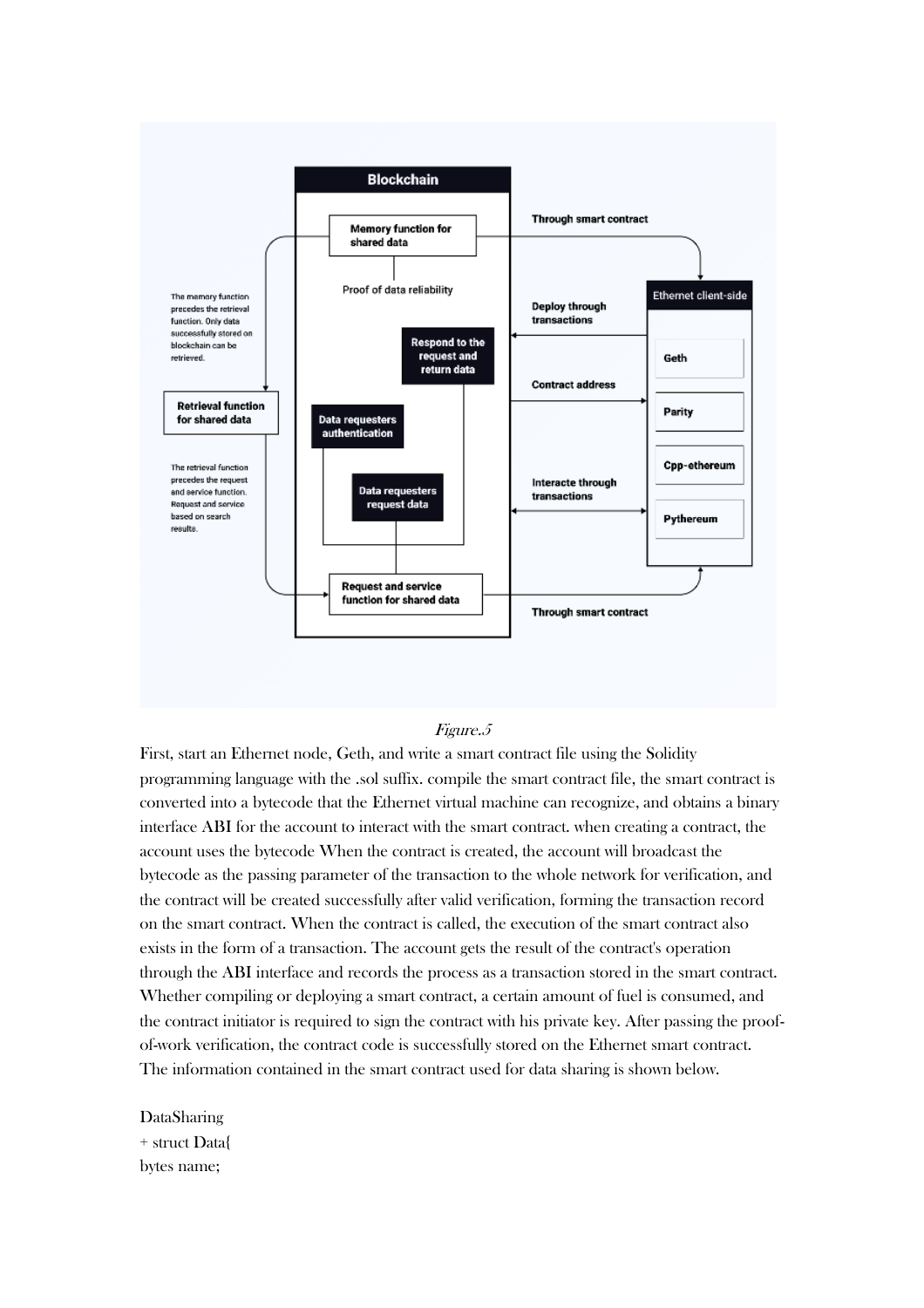*Figure.5*

First, start an Ethernet node, Geth, and write a smart contract file using the Solidity programming language with the .sol suffix. compile the smart contract file, the smart contract is converted into a bytecode that the Ethernet virtual machine can recognize, and obtains a binary interface ABI for the account to interact with the smart contract. when creating a contract, the account uses the bytecode When the contract is created, the account will broadcast the bytecode as the passing parameter of the transaction to the whole network for verification, and the contract will be created successfully after valid verification, forming the transaction record on the smart contract. When the contract is called, the execution of the smart contract also exists in the form of a transaction. The account gets the result of the contract's operation through the ABI interface and records the process as a transaction stored in the smart contract. Whether compiling or deploying a smart contract, a certain amount of fuel is consumed, and the contract initiator is required to sign the contract with his private key. After passing the proof-of-work verification, the contract code is successfully stored on the Ethernet smart contract. The information contained in the smart contract used for data sharing is shown below.

DataSharing
+ struct Data{
bytes name;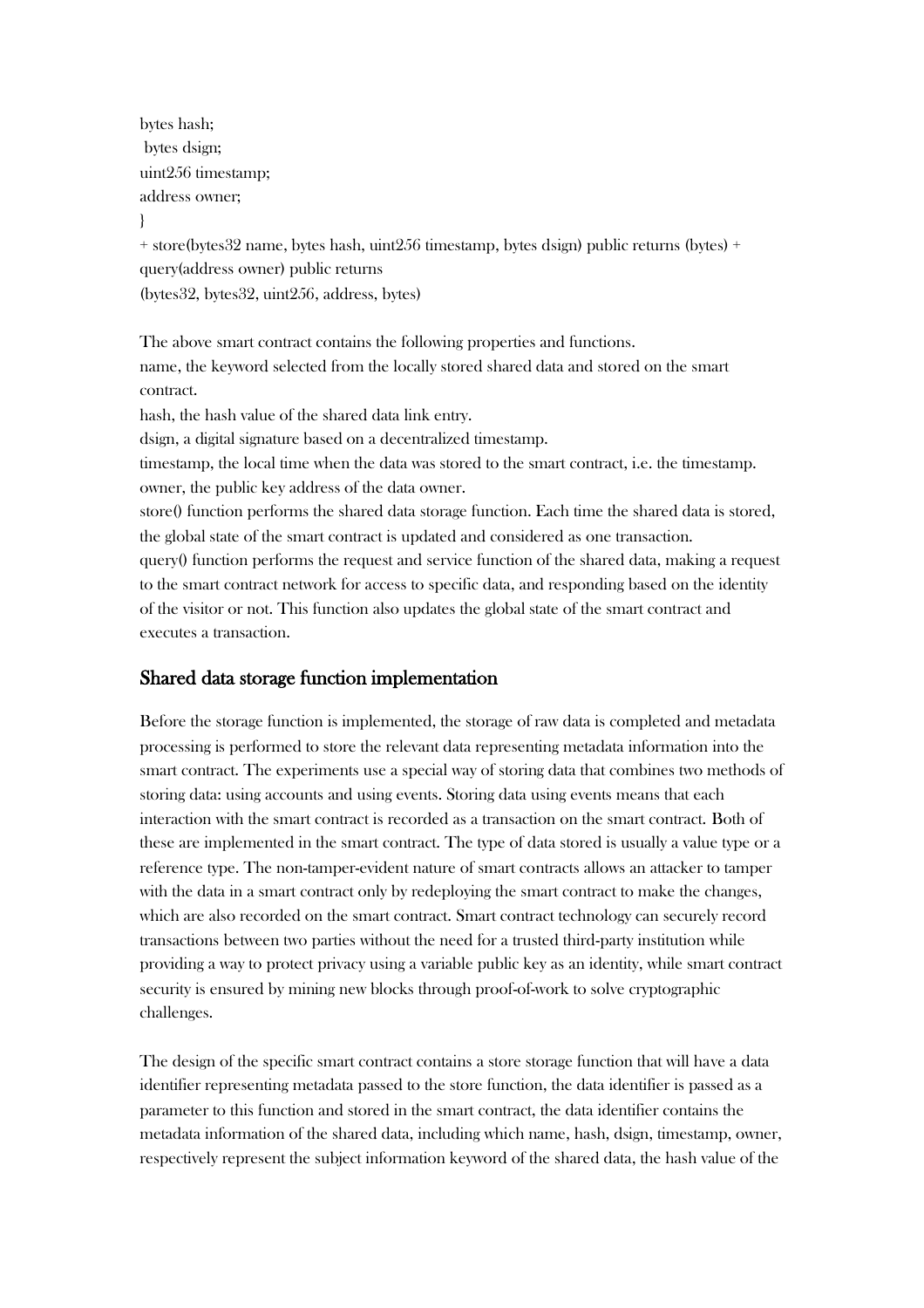bytes hash;
 bytes dsign;
uint256 timestamp;
address owner;
}
+ store(bytes32 name, bytes hash, uint256 timestamp, bytes dsign) public returns (bytes) + query(address owner) public returns
(bytes32, bytes32, uint256, address, bytes)

The above smart contract contains the following properties and functions.
name, the keyword selected from the locally stored shared data and stored on the smart contract.
hash, the hash value of the shared data link entry.
dsign, a digital signature based on a decentralized timestamp.
timestamp, the local time when the data was stored to the smart contract, i.e. the timestamp.
owner, the public key address of the data owner.
store() function performs the shared data storage function. Each time the shared data is stored, the global state of the smart contract is updated and considered as one transaction.
query() function performs the request and service function of the shared data, making a request to the smart contract network for access to specific data, and responding based on the identity of the visitor or not. This function also updates the global state of the smart contract and executes a transaction.

## Shared data storage function implementation

Before the storage function is implemented, the storage of raw data is completed and metadata processing is performed to store the relevant data representing metadata information into the smart contract. The experiments use a special way of storing data that combines two methods of storing data: using accounts and using events. Storing data using events means that each interaction with the smart contract is recorded as a transaction on the smart contract. Both of these are implemented in the smart contract. The type of data stored is usually a value type or a reference type. The non-tamper-evident nature of smart contracts allows an attacker to tamper with the data in a smart contract only by redeploying the smart contract to make the changes, which are also recorded on the smart contract. Smart contract technology can securely record transactions between two parties without the need for a trusted third-party institution while providing a way to protect privacy using a variable public key as an identity, while smart contract security is ensured by mining new blocks through proof-of-work to solve cryptographic challenges.

The design of the specific smart contract contains a store storage function that will have a data identifier representing metadata passed to the store function, the data identifier is passed as a parameter to this function and stored in the smart contract, the data identifier contains the metadata information of the shared data, including which name, hash, dsign, timestamp, owner, respectively represent the subject information keyword of the shared data, the hash value of the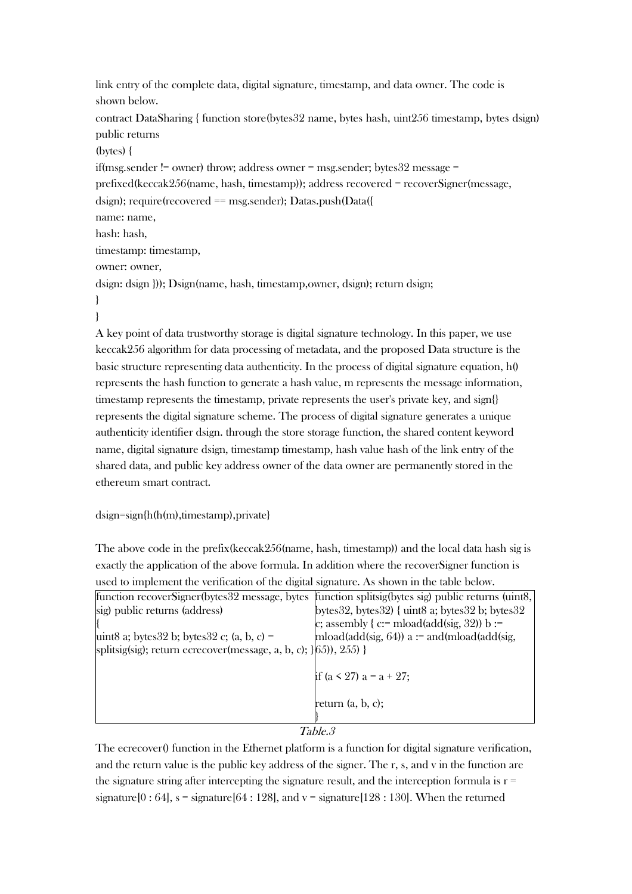link entry of the complete data, digital signature, timestamp, and data owner. The code is shown below.

```
contract DataSharing { function store(bytes32 name, bytes hash, uint256 timestamp, bytes dsign)
public returns
(bytes) {
if(msg.sender != owner) throw; address owner = msg.sender; bytes32 message =
prefixed(keccak256(name, hash, timestamp)); address recovered = recoverSigner(message,
dsign); require(recovered == msg.sender); Datas.push(Data({
name: name,
hash: hash,
timestamp: timestamp,
owner: owner,
dsign: dsign })); Dsign(name, hash, timestamp,owner, dsign); return dsign;
}
}
```

A key point of data trustworthy storage is digital signature technology. In this paper, we use keccak256 algorithm for data processing of metadata, and the proposed Data structure is the basic structure representing data authenticity. In the process of digital signature equation, h() represents the hash function to generate a hash value, m represents the message information, timestamp represents the timestamp, private represents the user's private key, and sign{} represents the digital signature scheme. The process of digital signature generates a unique authenticity identifier dsign. through the store storage function, the shared content keyword name, digital signature dsign, timestamp timestamp, hash value hash of the link entry of the shared data, and public key address owner of the data owner are permanently stored in the ethereum smart contract.

dsign=sign{h(h(m),timestamp),private}

The above code in the prefix(keccak256(name, hash, timestamp)) and the local data hash sig is exactly the application of the above formula. In addition where the recoverSigner function is used to implement the verification of the digital signature. As shown in the table below.

| function recoverSigner(bytes32 message, bytes sig) public returns (address) { uint8 a; bytes32 b; bytes32 c; (a, b, c) = splitsig(sig); return ecrecover(message, a, b, c); } | function splitsig(bytes sig) public returns (uint8, bytes32, bytes32) { uint8 a; bytes32 b; bytes32 c; assembly { c:= mload(add(sig, 32)) b := mload(add(sig, 64)) a := and(mload(add(sig, 65)), 255) } if (a < 27) a = a + 27; return (a, b, c); } |
|---|---|

*Table.3*

The ecrecover() function in the Ethernet platform is a function for digital signature verification, and the return value is the public key address of the signer. The r, s, and v in the function are the signature string after intercepting the signature result, and the interception formula is r = signature[0 : 64], s = signature[64 : 128], and v = signature[128 : 130]. When the returned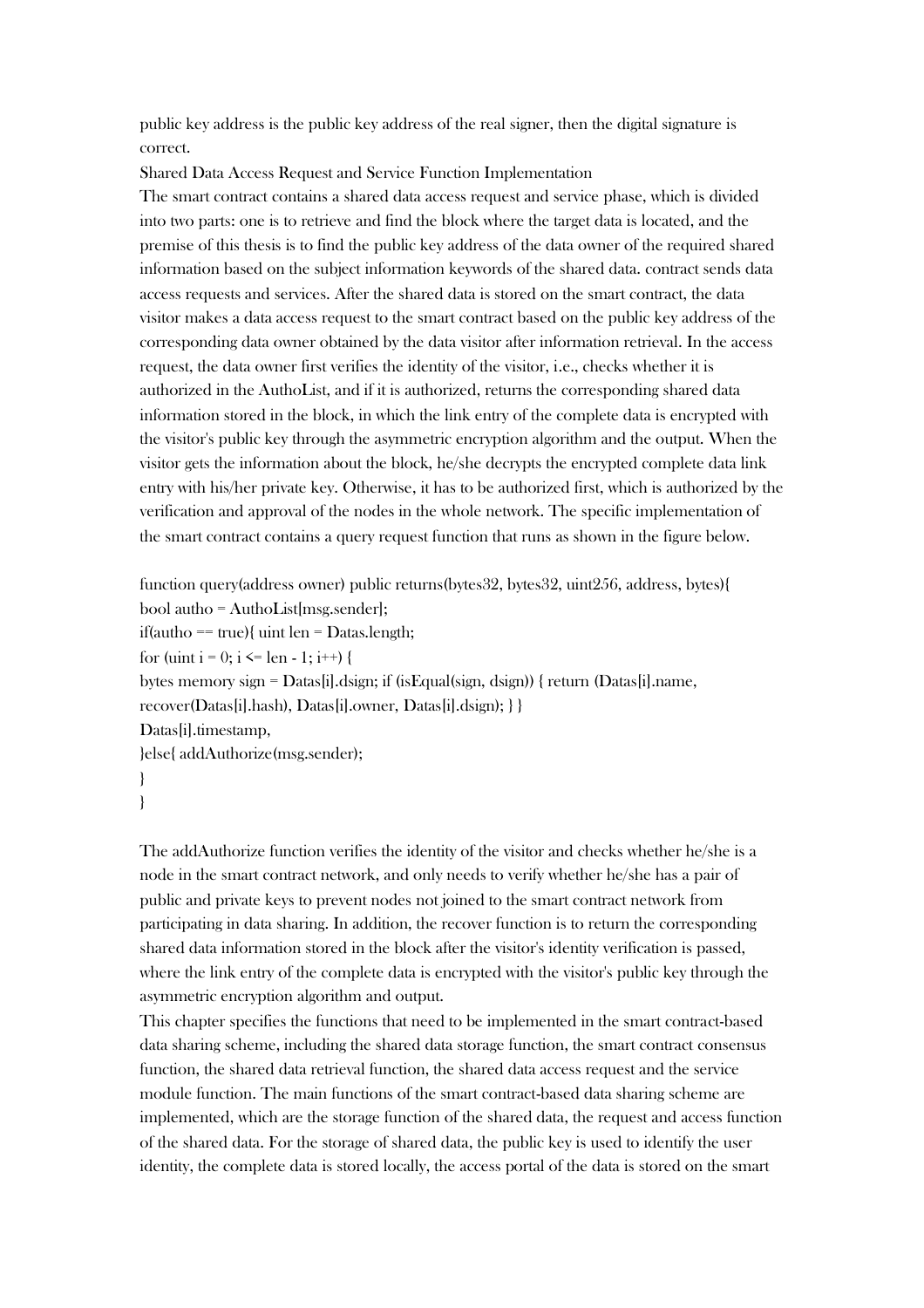public key address is the public key address of the real signer, then the digital signature is correct.

Shared Data Access Request and Service Function Implementation

The smart contract contains a shared data access request and service phase, which is divided into two parts: one is to retrieve and find the block where the target data is located, and the premise of this thesis is to find the public key address of the data owner of the required shared information based on the subject information keywords of the shared data. contract sends data access requests and services. After the shared data is stored on the smart contract, the data visitor makes a data access request to the smart contract based on the public key address of the corresponding data owner obtained by the data visitor after information retrieval. In the access request, the data owner first verifies the identity of the visitor, i.e., checks whether it is authorized in the AuthoList, and if it is authorized, returns the corresponding shared data information stored in the block, in which the link entry of the complete data is encrypted with the visitor's public key through the asymmetric encryption algorithm and the output. When the visitor gets the information about the block, he/she decrypts the encrypted complete data link entry with his/her private key. Otherwise, it has to be authorized first, which is authorized by the verification and approval of the nodes in the whole network. The specific implementation of the smart contract contains a query request function that runs as shown in the figure below.

```
function query(address owner) public returns(bytes32, bytes32, uint256, address, bytes){
bool autho = AuthoList[msg.sender];
if(autho == true){ uint len = Datas.length;
for (uint i = 0; i <= len - 1; i++) {
bytes memory sign = Datas[i].dsign; if (isEqual(sign, dsign)) { return (Datas[i].name,
recover(Datas[i].hash), Datas[i].owner, Datas[i].dsign); } }
Datas[i].timestamp,
}else{ addAuthorize(msg.sender);
}
}
```

The addAuthorize function verifies the identity of the visitor and checks whether he/she is a node in the smart contract network, and only needs to verify whether he/she has a pair of public and private keys to prevent nodes not joined to the smart contract network from participating in data sharing. In addition, the recover function is to return the corresponding shared data information stored in the block after the visitor's identity verification is passed, where the link entry of the complete data is encrypted with the visitor's public key through the asymmetric encryption algorithm and output.

This chapter specifies the functions that need to be implemented in the smart contract-based data sharing scheme, including the shared data storage function, the smart contract consensus function, the shared data retrieval function, the shared data access request and the service module function. The main functions of the smart contract-based data sharing scheme are implemented, which are the storage function of the shared data, the request and access function of the shared data. For the storage of shared data, the public key is used to identify the user identity, the complete data is stored locally, the access portal of the data is stored on the smart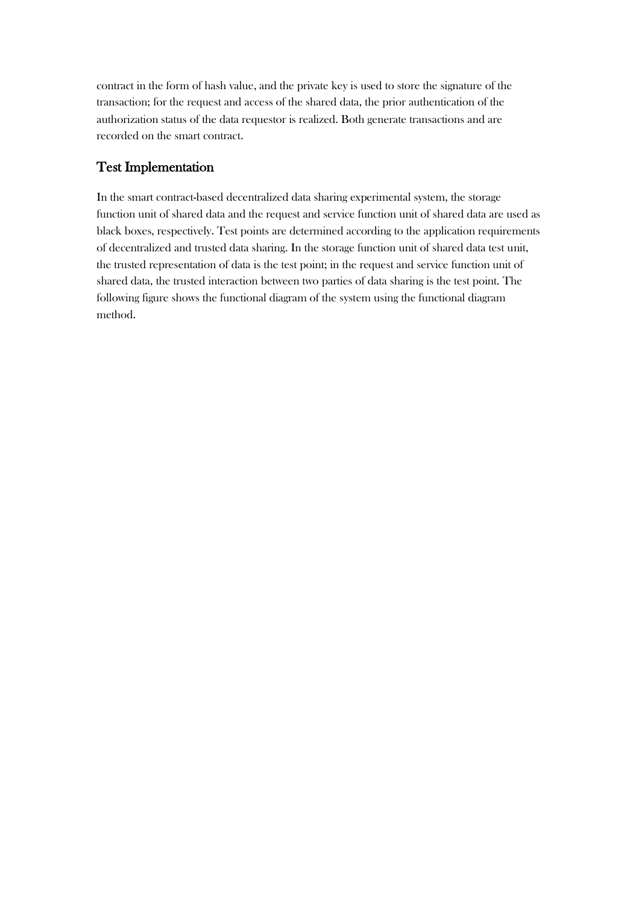contract in the form of hash value, and the private key is used to store the signature of the transaction; for the request and access of the shared data, the prior authentication of the authorization status of the data requestor is realized. Both generate transactions and are recorded on the smart contract.

## Test Implementation

In the smart contract-based decentralized data sharing experimental system, the storage function unit of shared data and the request and service function unit of shared data are used as black boxes, respectively. Test points are determined according to the application requirements of decentralized and trusted data sharing. In the storage function unit of shared data test unit, the trusted representation of data is the test point; in the request and service function unit of shared data, the trusted interaction between two parties of data sharing is the test point. The following figure shows the functional diagram of the system using the functional diagram method.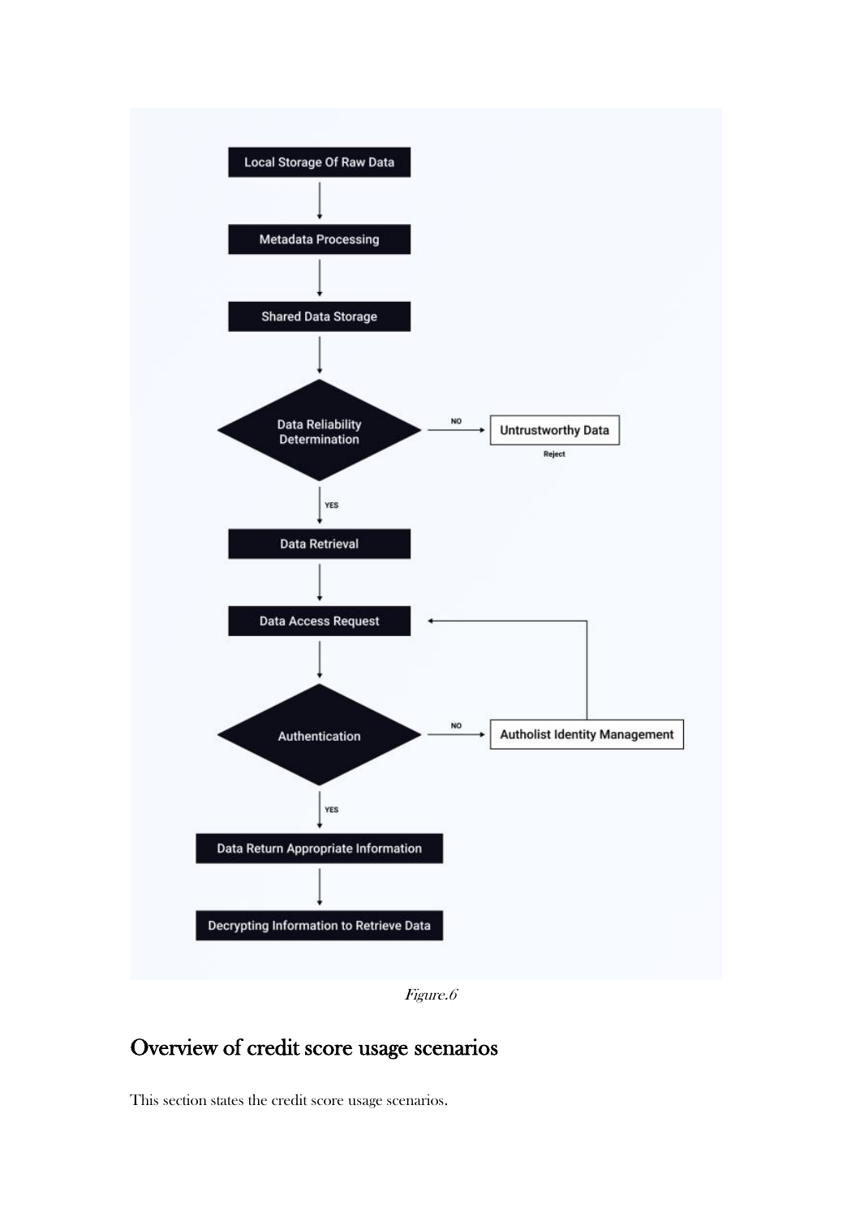*Figure.6*

## Overview of credit score usage scenarios

This section states the credit score usage scenarios.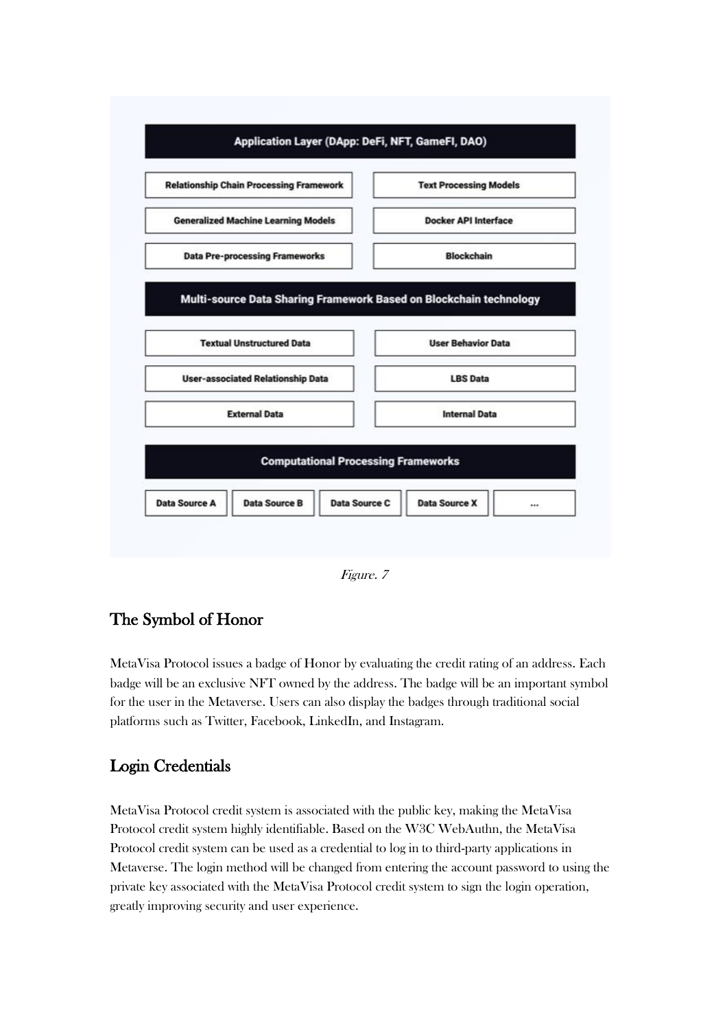Application Layer (DApp: DeFi, NFT, GameFI, DAO)

| Relationship Chain Processing Framework | Text Processing Models |
| --- | --- |
| Generalized Machine Learning Models | Docker API Interface |
| Data Pre-processing Frameworks | Blockchain |

Multi-source Data Sharing Framework Based on Blockchain technology

| Textual Unstructured Data | User Behavior Data |
| --- | --- |
| User-associated Relationship Data | LBS Data |
| External Data | Internal Data |

Computational Processing Frameworks

| Data Source A | Data Source B | Data Source C | Data Source X | ... |
| --- | --- | --- | --- | --- |

*Figure. 7*

## The Symbol of Honor

MetaVisa Protocol issues a badge of Honor by evaluating the credit rating of an address. Each badge will be an exclusive NFT owned by the address. The badge will be an important symbol for the user in the Metaverse. Users can also display the badges through traditional social platforms such as Twitter, Facebook, LinkedIn, and Instagram.

## Login Credentials

MetaVisa Protocol credit system is associated with the public key, making the MetaVisa Protocol credit system highly identifiable. Based on the W3C WebAuthn, the MetaVisa Protocol credit system can be used as a credential to log in to third-party applications in Metaverse. The login method will be changed from entering the account password to using the private key associated with the MetaVisa Protocol credit system to sign the login operation, greatly improving security and user experience.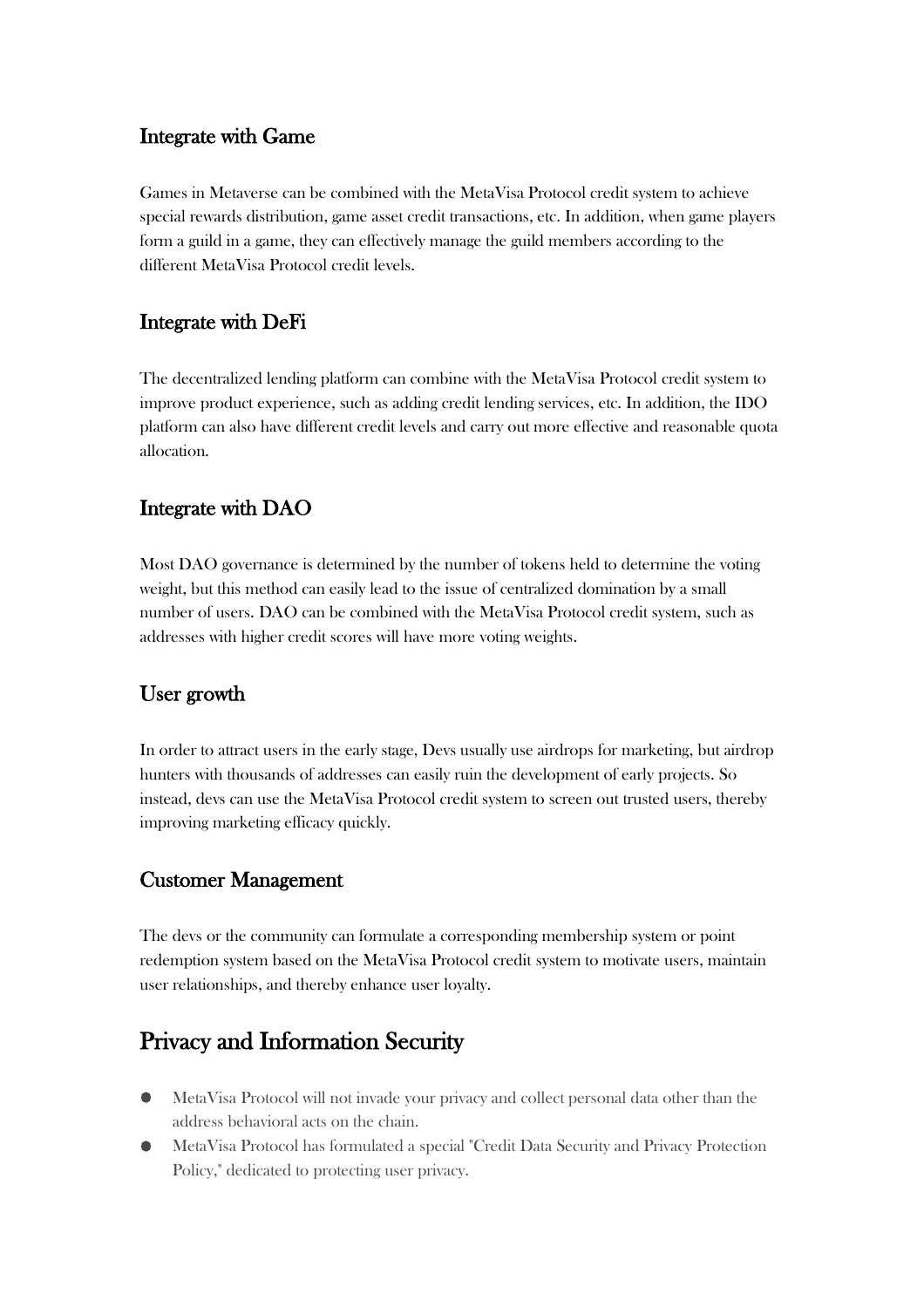### Integrate with Game

Games in Metaverse can be combined with the MetaVisa Protocol credit system to achieve special rewards distribution, game asset credit transactions, etc. In addition, when game players form a guild in a game, they can effectively manage the guild members according to the different MetaVisa Protocol credit levels.

### Integrate with DeFi

The decentralized lending platform can combine with the MetaVisa Protocol credit system to improve product experience, such as adding credit lending services, etc. In addition, the IDO platform can also have different credit levels and carry out more effective and reasonable quota allocation.

### Integrate with DAO

Most DAO governance is determined by the number of tokens held to determine the voting weight, but this method can easily lead to the issue of centralized domination by a small number of users. DAO can be combined with the MetaVisa Protocol credit system, such as addresses with higher credit scores will have more voting weights.

### User growth

In order to attract users in the early stage, Devs usually use airdrops for marketing, but airdrop hunters with thousands of addresses can easily ruin the development of early projects. So instead, devs can use the MetaVisa Protocol credit system to screen out trusted users, thereby improving marketing efficacy quickly.

### Customer Management

The devs or the community can formulate a corresponding membership system or point redemption system based on the MetaVisa Protocol credit system to motivate users, maintain user relationships, and thereby enhance user loyalty.

## Privacy and Information Security

- MetaVisa Protocol will not invade your privacy and collect personal data other than the address behavioral acts on the chain.
- MetaVisa Protocol has formulated a special "Credit Data Security and Privacy Protection Policy," dedicated to protecting user privacy.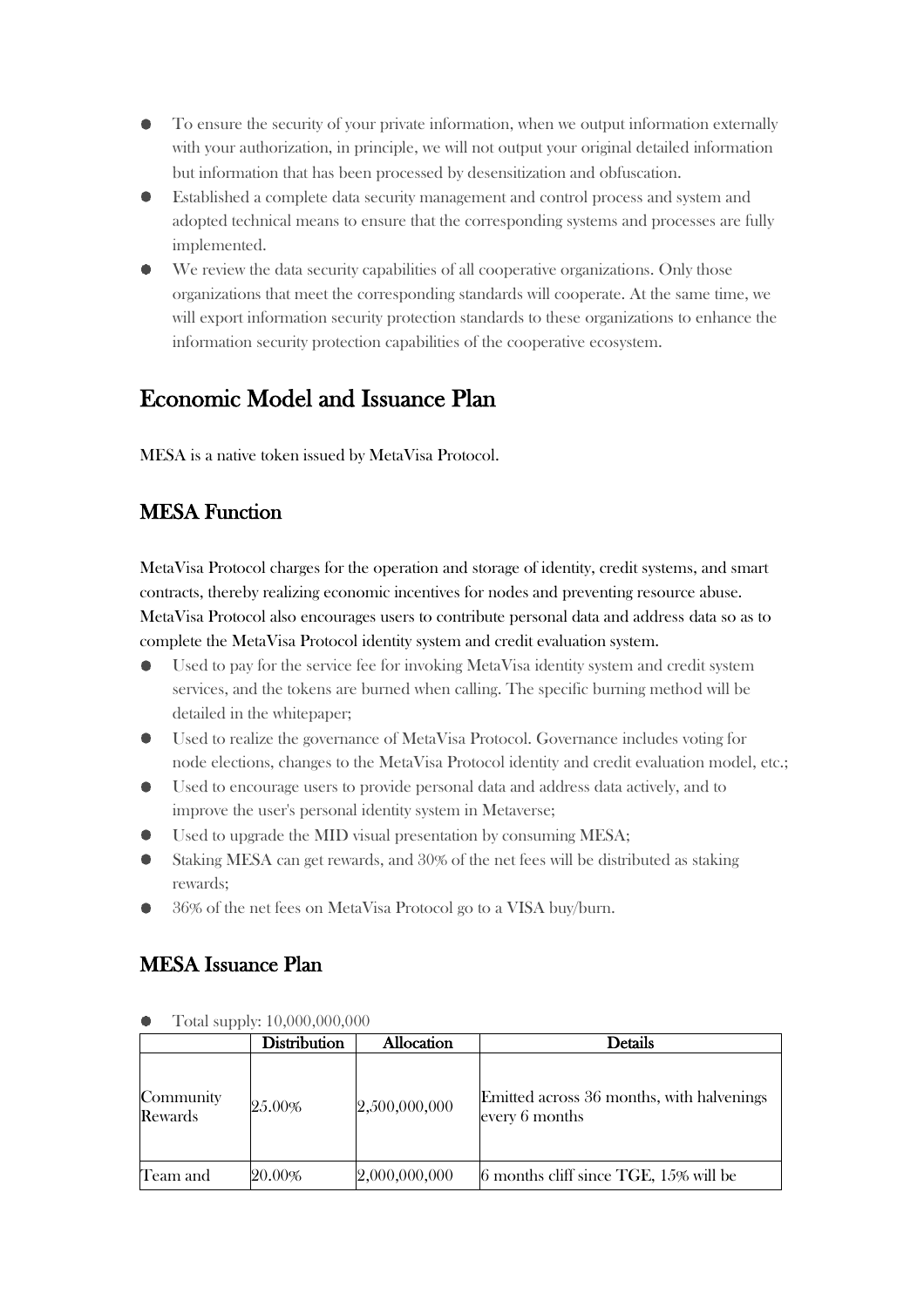- To ensure the security of your private information, when we output information externally with your authorization, in principle, we will not output your original detailed information but information that has been processed by desensitization and obfuscation.
- Established a complete data security management and control process and system and adopted technical means to ensure that the corresponding systems and processes are fully implemented.
- We review the data security capabilities of all cooperative organizations. Only those organizations that meet the corresponding standards will cooperate. At the same time, we will export information security protection standards to these organizations to enhance the information security protection capabilities of the cooperative ecosystem.

## Economic Model and Issuance Plan

MESA is a native token issued by MetaVisa Protocol.

### MESA Function

MetaVisa Protocol charges for the operation and storage of identity, credit systems, and smart contracts, thereby realizing economic incentives for nodes and preventing resource abuse. MetaVisa Protocol also encourages users to contribute personal data and address data so as to complete the MetaVisa Protocol identity system and credit evaluation system.

- Used to pay for the service fee for invoking MetaVisa identity system and credit system services, and the tokens are burned when calling. The specific burning method will be detailed in the whitepaper;
- Used to realize the governance of MetaVisa Protocol. Governance includes voting for node elections, changes to the MetaVisa Protocol identity and credit evaluation model, etc.;
- Used to encourage users to provide personal data and address data actively, and to improve the user's personal identity system in Metaverse;
- Used to upgrade the MID visual presentation by consuming MESA;
- Staking MESA can get rewards, and 30% of the net fees will be distributed as staking rewards;
- 36% of the net fees on MetaVisa Protocol go to a VISA buy/burn.

### MESA Issuance Plan

- Total supply: 10,000,000,000

| | Distribution | Allocation | Details |
|---|---|---|---|
| Community Rewards | 25.00% | 2,500,000,000 | Emitted across 36 months, with halvenings every 6 months |
| Team and | 20.00% | 2,000,000,000 | 6 months cliff since TGE, 15% will be |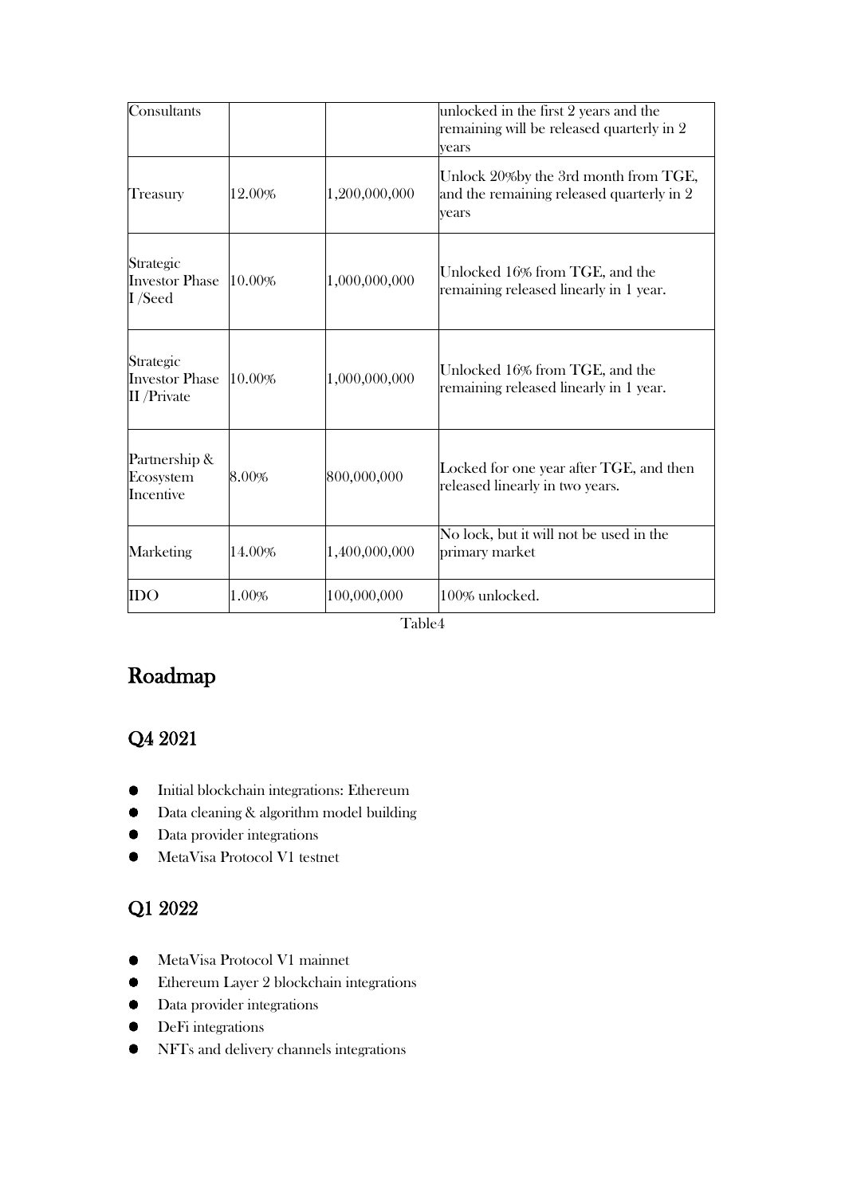| Consultants | | | unlocked in the first 2 years and the remaining will be released quarterly in 2 years |
|---|---|---|---|
| Treasury | 12.00% | 1,200,000,000 | Unlock 20%by the 3rd month from TGE, and the remaining released quarterly in 2 years |
| Strategic Investor Phase I /Seed | 10.00% | 1,000,000,000 | Unlocked 16% from TGE, and the remaining released linearly in 1 year. |
| Strategic Investor Phase II /Private | 10.00% | 1,000,000,000 | Unlocked 16% from TGE, and the remaining released linearly in 1 year. |
| Partnership & Ecosystem Incentive | 8.00% | 800,000,000 | Locked for one year after TGE, and then released linearly in two years. |
| Marketing | 14.00% | 1,400,000,000 | No lock, but it will not be used in the primary market |
| IDO | 1.00% | 100,000,000 | 100% unlocked. |

Table4

# Roadmap

## Q4 2021

- Initial blockchain integrations: Ethereum
- Data cleaning & algorithm model building
- Data provider integrations
- MetaVisa Protocol V1 testnet

## Q1 2022

- MetaVisa Protocol V1 mainnet
- Ethereum Layer 2 blockchain integrations
- Data provider integrations
- DeFi integrations
- NFTs and delivery channels integrations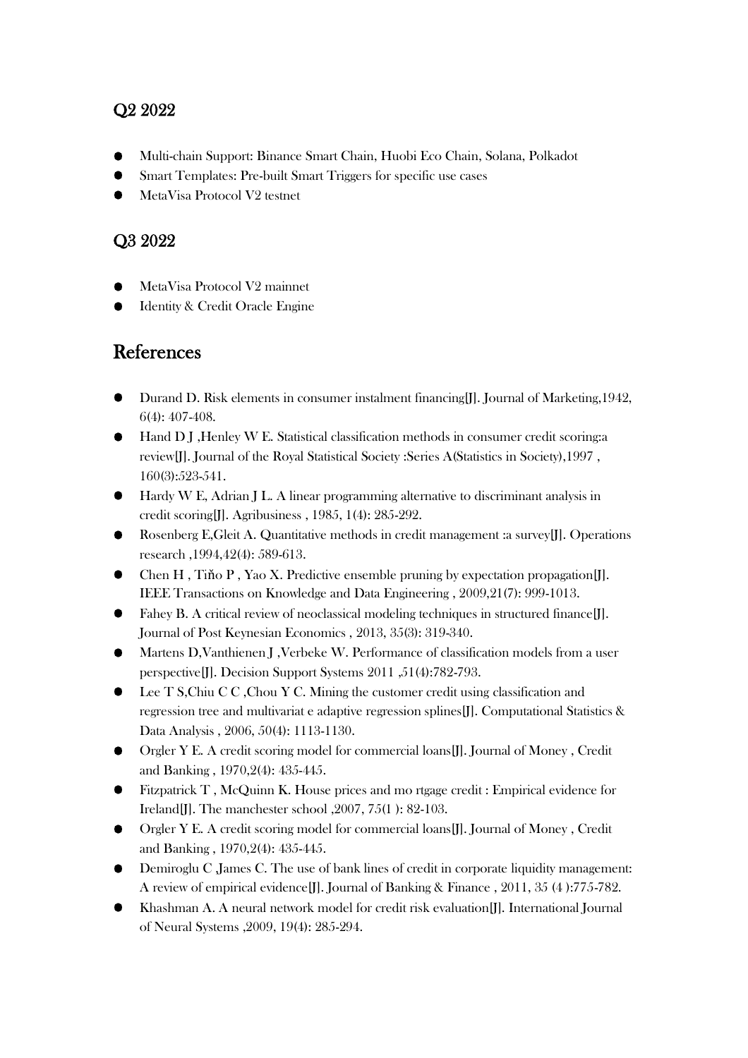## Q2 2022

- Multi-chain Support: Binance Smart Chain, Huobi Eco Chain, Solana, Polkadot
- Smart Templates: Pre-built Smart Triggers for specific use cases
- MetaVisa Protocol V2 testnet

## Q3 2022

- MetaVisa Protocol V2 mainnet
- Identity & Credit Oracle Engine

# References

- Durand D. Risk elements in consumer instalment financing[J]. Journal of Marketing,1942, 6(4): 407-408.
- Hand D J ,Henley W E. Statistical classification methods in consumer credit scoring:a review[J]. Journal of the Royal Statistical Society :Series A(Statistics in Society),1997 , 160(3):523-541.
- Hardy W E, Adrian J L. A linear programming alternative to discriminant analysis in credit scoring[J]. Agribusiness , 1985, 1(4): 285-292.
- Rosenberg E,Gleit A. Quantitative methods in credit management :a survey[J]. Operations research ,1994,42(4): 589-613.
- Chen H , Tiňo P , Yao X. Predictive ensemble pruning by expectation propagation[J]. IEEE Transactions on Knowledge and Data Engineering , 2009,21(7): 999-1013.
- Fahey B. A critical review of neoclassical modeling techniques in structured finance[J]. Journal of Post Keynesian Economics , 2013, 35(3): 319-340.
- Martens D,Vanthienen J ,Verbeke W. Performance of classification models from a user perspective[J]. Decision Support Systems 2011 ,51(4):782-793.
- Lee T S,Chiu C C ,Chou Y C. Mining the customer credit using classification and regression tree and multivariat e adaptive regression splines[J]. Computational Statistics & Data Analysis , 2006, 50(4): 1113-1130.
- Orgler Y E. A credit scoring model for commercial loans[J]. Journal of Money , Credit and Banking , 1970,2(4): 435-445.
- Fitzpatrick T , McQuinn K. House prices and mo rtgage credit : Empirical evidence for Ireland[J]. The manchester school ,2007, 75(1 ): 82-103.
- Orgler Y E. A credit scoring model for commercial loans[J]. Journal of Money , Credit and Banking , 1970,2(4): 435-445.
- Demiroglu C ,James C. The use of bank lines of credit in corporate liquidity management: A review of empirical evidence[J]. Journal of Banking & Finance , 2011, 35 (4 ):775-782.
- Khashman A. A neural network model for credit risk evaluation[J]. International Journal of Neural Systems ,2009, 19(4): 285-294.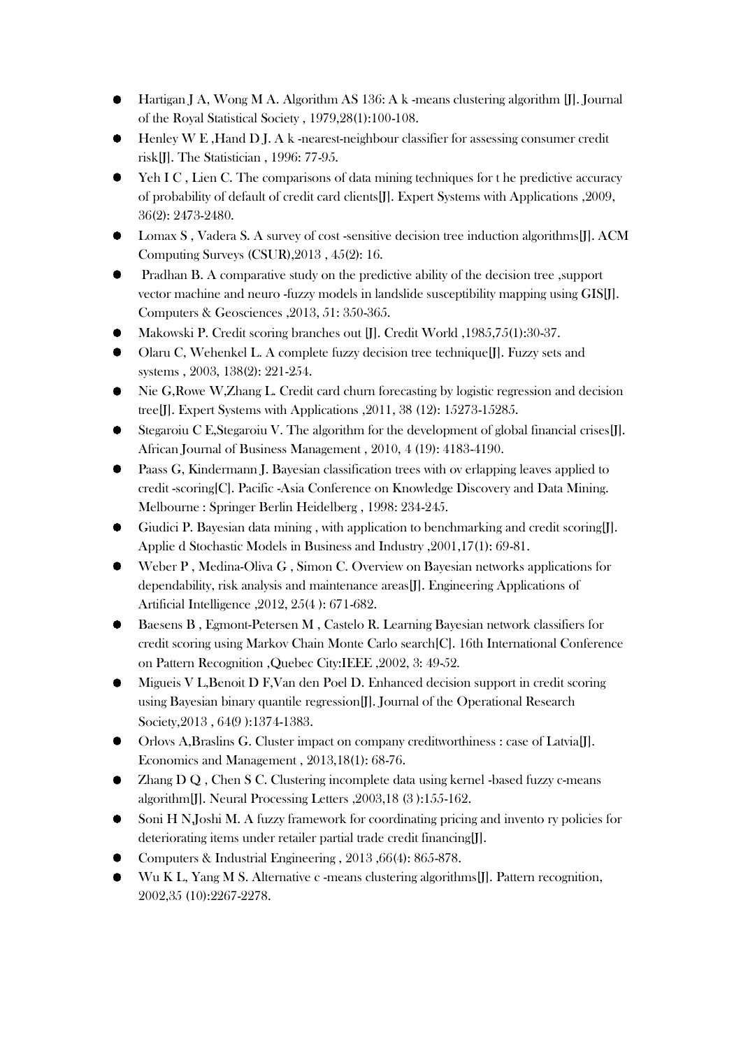- Hartigan J A, Wong M A. Algorithm AS 136: A k -means clustering algorithm [J]. Journal of the Royal Statistical Society , 1979,28(1):100-108.
- Henley W E ,Hand D J. A k -nearest-neighbour classifier for assessing consumer credit risk[J]. The Statistician , 1996: 77-95.
- Yeh I C , Lien C. The comparisons of data mining techniques for t he predictive accuracy of probability of default of credit card clients[J]. Expert Systems with Applications ,2009, 36(2): 2473-2480.
- Lomax S , Vadera S. A survey of cost -sensitive decision tree induction algorithms[J]. ACM Computing Surveys (CSUR),2013 , 45(2): 16.
- Pradhan B. A comparative study on the predictive ability of the decision tree ,support vector machine and neuro -fuzzy models in landslide susceptibility mapping using GIS[J]. Computers & Geosciences ,2013, 51: 350-365.
- Makowski P. Credit scoring branches out [J]. Credit World ,1985,75(1):30-37.
- Olaru C, Wehenkel L. A complete fuzzy decision tree technique[J]. Fuzzy sets and systems , 2003, 138(2): 221-254.
- Nie G,Rowe W,Zhang L. Credit card churn forecasting by logistic regression and decision tree[J]. Expert Systems with Applications ,2011, 38 (12): 15273-15285.
- Stegaroiu C E,Stegaroiu V. The algorithm for the development of global financial crises[J]. African Journal of Business Management , 2010, 4 (19): 4183-4190.
- Paass G, Kindermann J. Bayesian classification trees with ov erlapping leaves applied to credit -scoring[C]. Pacific -Asia Conference on Knowledge Discovery and Data Mining. Melbourne : Springer Berlin Heidelberg , 1998: 234-245.
- Giudici P. Bayesian data mining , with application to benchmarking and credit scoring[J]. Applie d Stochastic Models in Business and Industry ,2001,17(1): 69-81.
- Weber P , Medina-Oliva G , Simon C. Overview on Bayesian networks applications for dependability, risk analysis and maintenance areas[J]. Engineering Applications of Artificial Intelligence ,2012, 25(4 ): 671-682.
- Baesens B , Egmont-Petersen M , Castelo R. Learning Bayesian network classifiers for credit scoring using Markov Chain Monte Carlo search[C]. 16th International Conference on Pattern Recognition ,Quebec City:IEEE ,2002, 3: 49-52.
- Migueis V L,Benoit D F,Van den Poel D. Enhanced decision support in credit scoring using Bayesian binary quantile regression[J]. Journal of the Operational Research Society,2013 , 64(9 ):1374-1383.
- Orlovs A,Braslins G. Cluster impact on company creditworthiness : case of Latvia[J]. Economics and Management , 2013,18(1): 68-76.
- Zhang D Q , Chen S C. Clustering incomplete data using kernel -based fuzzy c-means algorithm[J]. Neural Processing Letters ,2003,18 (3 ):155-162.
- Soni H N,Joshi M. A fuzzy framework for coordinating pricing and invento ry policies for deteriorating items under retailer partial trade credit financing[J].
- Computers & Industrial Engineering , 2013 ,66(4): 865-878.
- Wu K L, Yang M S. Alternative c -means clustering algorithms[J]. Pattern recognition, 2002,35 (10):2267-2278.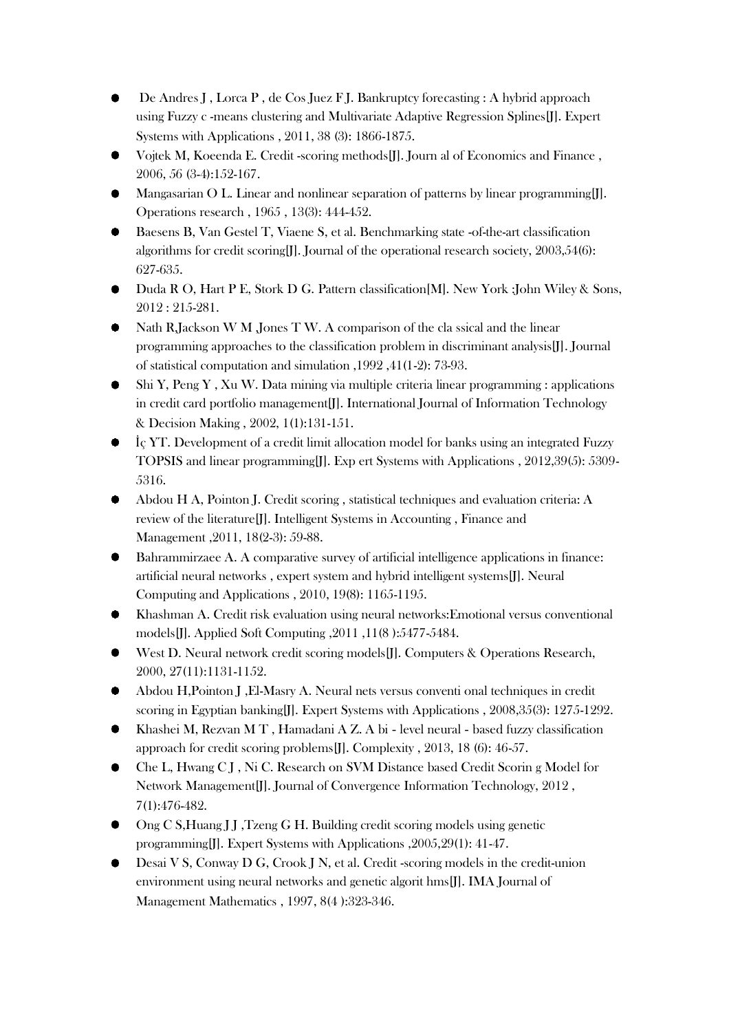- De Andres J , Lorca P , de Cos Juez F J. Bankruptcy forecasting : A hybrid approach using Fuzzy c -means clustering and Multivariate Adaptive Regression Splines[J]. Expert Systems with Applications , 2011, 38 (3): 1866-1875.
- Vojtek M, Koeenda E. Credit -scoring methods[J]. Journ al of Economics and Finance , 2006, 56 (3-4):152-167.
- Mangasarian O L. Linear and nonlinear separation of patterns by linear programming[J]. Operations research , 1965 , 13(3): 444-452.
- Baesens B, Van Gestel T, Viaene S, et al. Benchmarking state -of-the-art classification algorithms for credit scoring[J]. Journal of the operational research society, 2003,54(6): 627-635.
- Duda R O, Hart P E, Stork D G. Pattern classification[M]. New York ;John Wiley & Sons, 2012 : 215-281.
- Nath R,Jackson W M ,Jones T W. A comparison of the cla ssical and the linear programming approaches to the classification problem in discriminant analysis[J]. Journal of statistical computation and simulation ,1992 ,41(1-2): 73-93.
- Shi Y, Peng Y , Xu W. Data mining via multiple criteria linear programming : applications in credit card portfolio management[J]. International Journal of Information Technology & Decision Making , 2002, 1(1):131-151.
- İç YT. Development of a credit limit allocation model for banks using an integrated Fuzzy TOPSIS and linear programming[J]. Exp ert Systems with Applications , 2012,39(5): 5309-5316.
- Abdou H A, Pointon J. Credit scoring , statistical techniques and evaluation criteria: A review of the literature[J]. Intelligent Systems in Accounting , Finance and Management ,2011, 18(2-3): 59-88.
- Bahrammirzaee A. A comparative survey of artificial intelligence applications in finance: artificial neural networks , expert system and hybrid intelligent systems[J]. Neural Computing and Applications , 2010, 19(8): 1165-1195.
- Khashman A. Credit risk evaluation using neural networks:Emotional versus conventional models[J]. Applied Soft Computing ,2011 ,11(8 ):5477-5484.
- West D. Neural network credit scoring models[J]. Computers & Operations Research, 2000, 27(11):1131-1152.
- Abdou H,Pointon J ,El-Masry A. Neural nets versus conventi onal techniques in credit scoring in Egyptian banking[J]. Expert Systems with Applications , 2008,35(3): 1275-1292.
- Khashei M, Rezvan M T , Hamadani A Z. A bi - level neural - based fuzzy classification approach for credit scoring problems[J]. Complexity , 2013, 18 (6): 46-57.
- Che L, Hwang C J , Ni C. Research on SVM Distance based Credit Scorin g Model for Network Management[J]. Journal of Convergence Information Technology, 2012 , 7(1):476-482.
- Ong C S,Huang J J ,Tzeng G H. Building credit scoring models using genetic programming[J]. Expert Systems with Applications ,2005,29(1): 41-47.
- Desai V S, Conway D G, Crook J N, et al. Credit -scoring models in the credit-union environment using neural networks and genetic algorit hms[J]. IMA Journal of Management Mathematics , 1997, 8(4 ):323-346.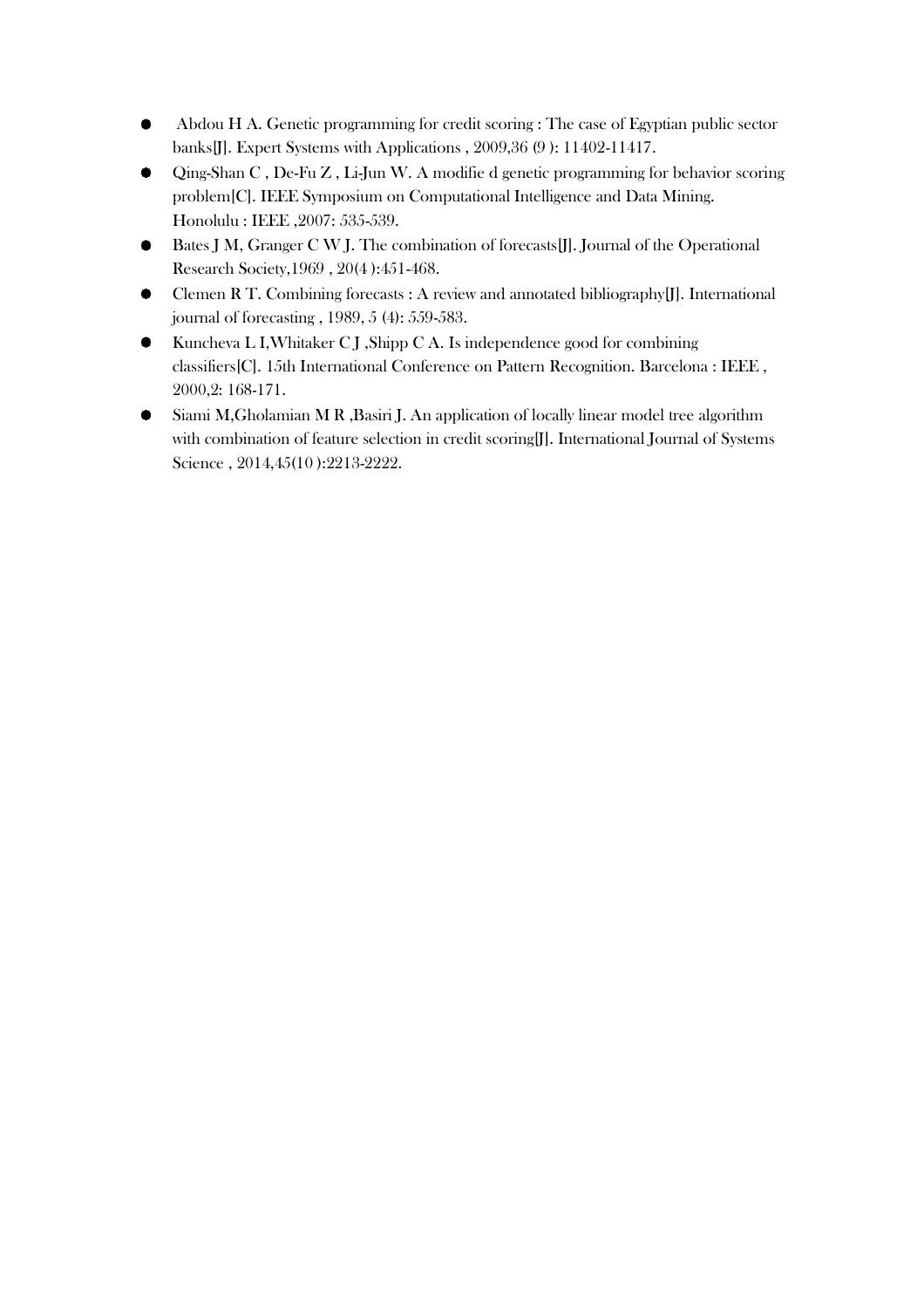- Abdou H A. Genetic programming for credit scoring : The case of Egyptian public sector banks[J]. Expert Systems with Applications , 2009,36 (9 ): 11402-11417.
- Qing-Shan C , De-Fu Z , Li-Jun W. A modifie d genetic programming for behavior scoring problem[C]. IEEE Symposium on Computational Intelligence and Data Mining. Honolulu : IEEE ,2007: 535-539.
- Bates J M, Granger C W J. The combination of forecasts[J]. Journal of the Operational Research Society,1969 , 20(4 ):451-468.
- Clemen R T. Combining forecasts : A review and annotated bibliography[J]. International journal of forecasting , 1989, 5 (4): 559-583.
- Kuncheva L I,Whitaker C J ,Shipp C A. Is independence good for combining classifiers[C]. 15th International Conference on Pattern Recognition. Barcelona : IEEE , 2000,2: 168-171.
- Siami M,Gholamian M R ,Basiri J. An application of locally linear model tree algorithm with combination of feature selection in credit scoring[J]. International Journal of Systems Science , 2014,45(10 ):2213-2222.